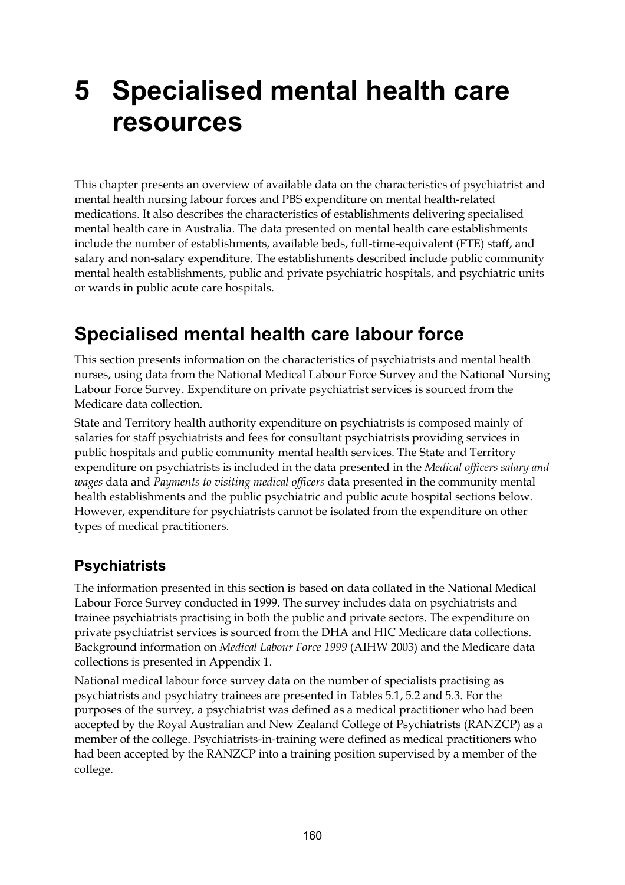# 5 Specialised mental health care resources

This chapter presents an overview of available data on the characteristics of psychiatrist and mental health nursing labour forces and PBS expenditure on mental health-related medications. It also describes the characteristics of establishments delivering specialised mental health care in Australia. The data presented on mental health care establishments include the number of establishments, available beds, full-time-equivalent (FTE) staff, and salary and non-salary expenditure. The establishments described include public community mental health establishments, public and private psychiatric hospitals, and psychiatric units or wards in public acute care hospitals.

## Specialised mental health care labour force

This section presents information on the characteristics of psychiatrists and mental health nurses, using data from the National Medical Labour Force Survey and the National Nursing Labour Force Survey. Expenditure on private psychiatrist services is sourced from the Medicare data collection.

State and Territory health authority expenditure on psychiatrists is composed mainly of salaries for staff psychiatrists and fees for consultant psychiatrists providing services in public hospitals and public community mental health services. The State and Territory expenditure on psychiatrists is included in the data presented in the *Medical officers salary and wages* data and *Payments to visiting medical officers* data presented in the community mental health establishments and the public psychiatric and public acute hospital sections below. However, expenditure for psychiatrists cannot be isolated from the expenditure on other types of medical practitioners.

### Psychiatrists

The information presented in this section is based on data collated in the National Medical Labour Force Survey conducted in 1999. The survey includes data on psychiatrists and trainee psychiatrists practising in both the public and private sectors. The expenditure on private psychiatrist services is sourced from the DHA and HIC Medicare data collections. Background information on *Medical Labour Force 1999* (AIHW 2003) and the Medicare data collections is presented in Appendix 1.

National medical labour force survey data on the number of specialists practising as psychiatrists and psychiatry trainees are presented in Tables 5.1, 5.2 and 5.3. For the purposes of the survey, a psychiatrist was defined as a medical practitioner who had been accepted by the Royal Australian and New Zealand College of Psychiatrists (RANZCP) as a member of the college. Psychiatrists-in-training were defined as medical practitioners who had been accepted by the RANZCP into a training position supervised by a member of the college.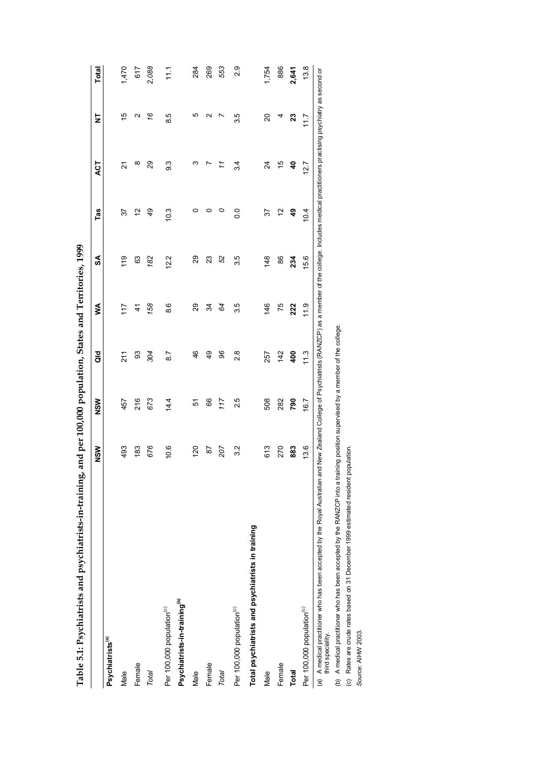**Table 5.1: Psychiatrists and psychiatrists-in-training, and per 100,000 population, States and Territories, 1999**

| | NSW | Vic | Qld | WA | SA | Tas | ACT | NT | Total |
|---|---|---|---|---|---|---|---|---|---|
| **Psychiatrists[(a)]** | | | | | | | | | |
| Male | 493 | 457 | 211 | 117 | 119 | 37 | 21 | 15 | 1,470 |
| Female | 183 | 216 | 93 | 41 | 63 | 12 | 8 | 2 | 617 |
| *Total* | *676* | *673* | *304* | *158* | *182* | *49* | *29* | *16* | *2,088* |
| Per 100,000 population[(c)] | 10.6 | 14.4 | 8.7 | 8.6 | 12.2 | 10.3 | 9.3 | 8.5 | 11.1 |
| **Psychiatrists-in-training[(b)]** | | | | | | | | | |
| Male | 120 | 51 | 46 | 29 | 29 | 0 | 3 | 5 | 284 |
| Female | 87 | 66 | 49 | 34 | 23 | 0 | 7 | 2 | 269 |
| *Total* | *207* | *117* | *96* | *64* | *52* | *0* | *11* | *7* | *553* |
| Per 100,000 population[(c)] | 3.2 | 2.5 | 2.8 | 3.5 | 3.5 | 0.0 | 3.4 | 3.5 | 2.9 |
| **Total psychiatrists and psychiatrists in training** | | | | | | | | | |
| Male | 613 | 508 | 257 | 146 | 148 | 37 | 24 | 20 | 1,754 |
| Female | 270 | 282 | 142 | 75 | 86 | 12 | 15 | 4 | 886 |
| **Total** | **883** | **790** | **400** | **222** | **234** | **49** | **40** | **23** | **2,641** |
| Per 100,000 population[(c)] | 13.6 | 16.7 | 11.3 | 11.9 | 15.6 | 10.4 | 12.7 | 11.7 | 13.8 |

(a) A medical practitioner who has been accepted by the Royal Australian and New Zealand College of Psychiatrists (RANZCP) as a member of the college. Includes medical practitioners practising psychiatry as second or third speciality.

(b) A medical practitioner who has been accepted by the RANZCP into a training position supervised by a member of the college.

(c) Rates are crude rates based on 31 December 1999 estimated resident population.

*Source:* AIHW 2003.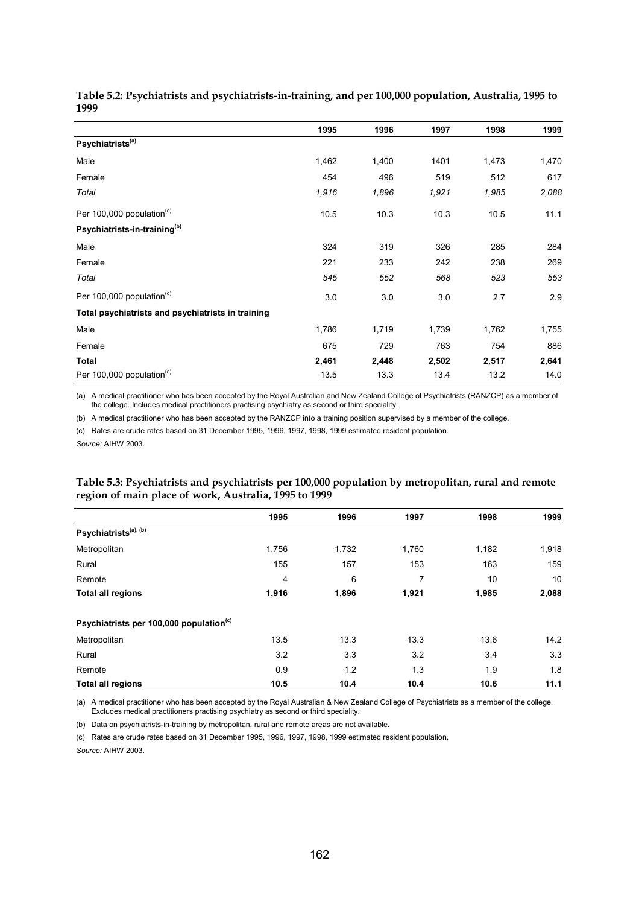**Table 5.2: Psychiatrists and psychiatrists-in-training, and per 100,000 population, Australia, 1995 to 1999**

| | 1995 | 1996 | 1997 | 1998 | 1999 |
|---|---|---|---|---|---|
| **Psychiatrists[(a)]** | | | | | |
| Male | 1,462 | 1,400 | 1401 | 1,473 | 1,470 |
| Female | 454 | 496 | 519 | 512 | 617 |
| *Total* | *1,916* | *1,896* | *1,921* | *1,985* | *2,088* |
| Per 100,000 population[(c)] | 10.5 | 10.3 | 10.3 | 10.5 | 11.1 |
| **Psychiatrists-in-training[(b)]** | | | | | |
| Male | 324 | 319 | 326 | 285 | 284 |
| Female | 221 | 233 | 242 | 238 | 269 |
| *Total* | *545* | *552* | *568* | *523* | *553* |
| Per 100,000 population[(c)] | 3.0 | 3.0 | 3.0 | 2.7 | 2.9 |
| **Total psychiatrists and psychiatrists in training** | | | | | |
| Male | 1,786 | 1,719 | 1,739 | 1,762 | 1,755 |
| Female | 675 | 729 | 763 | 754 | 886 |
| **Total** | **2,461** | **2,448** | **2,502** | **2,517** | **2,641** |
| Per 100,000 population[(c)] | 13.5 | 13.3 | 13.4 | 13.2 | 14.0 |

(a) A medical practitioner who has been accepted by the Royal Australian and New Zealand College of Psychiatrists (RANZCP) as a member of the college. Includes medical practitioners practising psychiatry as second or third speciality.

(b) A medical practitioner who has been accepted by the RANZCP into a training position supervised by a member of the college.

(c) Rates are crude rates based on 31 December 1995, 1996, 1997, 1998, 1999 estimated resident population.

*Source:* AIHW 2003.

**Table 5.3: Psychiatrists and psychiatrists per 100,000 population by metropolitan, rural and remote region of main place of work, Australia, 1995 to 1999**

| | 1995 | 1996 | 1997 | 1998 | 1999 |
|---|---|---|---|---|---|
| **Psychiatrists[(a), (b)]** | | | | | |
| Metropolitan | 1,756 | 1,732 | 1,760 | 1,182 | 1,918 |
| Rural | 155 | 157 | 153 | 163 | 159 |
| Remote | 4 | 6 | 7 | 10 | 10 |
| **Total all regions** | **1,916** | **1,896** | **1,921** | **1,985** | **2,088** |
| **Psychiatrists per 100,000 population[(c)]** | | | | | |
| Metropolitan | 13.5 | 13.3 | 13.3 | 13.6 | 14.2 |
| Rural | 3.2 | 3.3 | 3.2 | 3.4 | 3.3 |
| Remote | 0.9 | 1.2 | 1.3 | 1.9 | 1.8 |
| **Total all regions** | **10.5** | **10.4** | **10.4** | **10.6** | **11.1** |

(a) A medical practitioner who has been accepted by the Royal Australian & New Zealand College of Psychiatrists as a member of the college. Excludes medical practitioners practising psychiatry as second or third speciality.

(b) Data on psychiatrists-in-training by metropolitan, rural and remote areas are not available.

(c) Rates are crude rates based on 31 December 1995, 1996, 1997, 1998, 1999 estimated resident population.

*Source:* AIHW 2003.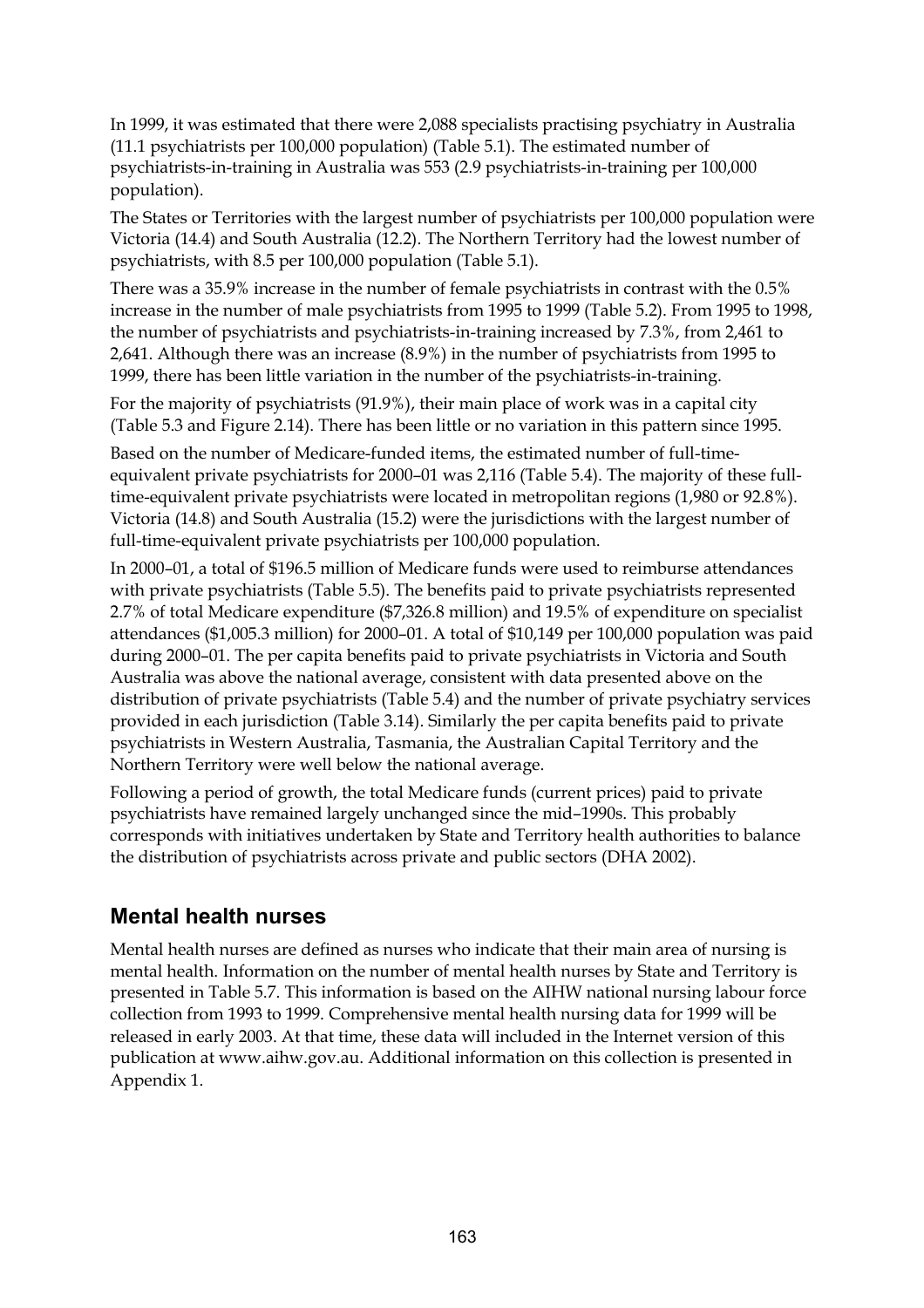In 1999, it was estimated that there were 2,088 specialists practising psychiatry in Australia (11.1 psychiatrists per 100,000 population) (Table 5.1). The estimated number of psychiatrists-in-training in Australia was 553 (2.9 psychiatrists-in-training per 100,000 population).

The States or Territories with the largest number of psychiatrists per 100,000 population were Victoria (14.4) and South Australia (12.2). The Northern Territory had the lowest number of psychiatrists, with 8.5 per 100,000 population (Table 5.1).

There was a 35.9% increase in the number of female psychiatrists in contrast with the 0.5% increase in the number of male psychiatrists from 1995 to 1999 (Table 5.2). From 1995 to 1998, the number of psychiatrists and psychiatrists-in-training increased by 7.3%, from 2,461 to 2,641. Although there was an increase (8.9%) in the number of psychiatrists from 1995 to 1999, there has been little variation in the number of the psychiatrists-in-training.

For the majority of psychiatrists (91.9%), their main place of work was in a capital city (Table 5.3 and Figure 2.14). There has been little or no variation in this pattern since 1995.

Based on the number of Medicare-funded items, the estimated number of full-time-equivalent private psychiatrists for 2000–01 was 2,116 (Table 5.4). The majority of these full-time-equivalent private psychiatrists were located in metropolitan regions (1,980 or 92.8%). Victoria (14.8) and South Australia (15.2) were the jurisdictions with the largest number of full-time-equivalent private psychiatrists per 100,000 population.

In 2000–01, a total of $196.5 million of Medicare funds were used to reimburse attendances with private psychiatrists (Table 5.5). The benefits paid to private psychiatrists represented 2.7% of total Medicare expenditure ($7,326.8 million) and 19.5% of expenditure on specialist attendances ($1,005.3 million) for 2000–01. A total of $10,149 per 100,000 population was paid during 2000–01. The per capita benefits paid to private psychiatrists in Victoria and South Australia was above the national average, consistent with data presented above on the distribution of private psychiatrists (Table 5.4) and the number of private psychiatry services provided in each jurisdiction (Table 3.14). Similarly the per capita benefits paid to private psychiatrists in Western Australia, Tasmania, the Australian Capital Territory and the Northern Territory were well below the national average.

Following a period of growth, the total Medicare funds (current prices) paid to private psychiatrists have remained largely unchanged since the mid–1990s. This probably corresponds with initiatives undertaken by State and Territory health authorities to balance the distribution of psychiatrists across private and public sectors (DHA 2002).

## Mental health nurses

Mental health nurses are defined as nurses who indicate that their main area of nursing is mental health. Information on the number of mental health nurses by State and Territory is presented in Table 5.7. This information is based on the AIHW national nursing labour force collection from 1993 to 1999. Comprehensive mental health nursing data for 1999 will be released in early 2003. At that time, these data will included in the Internet version of this publication at www.aihw.gov.au. Additional information on this collection is presented in Appendix 1.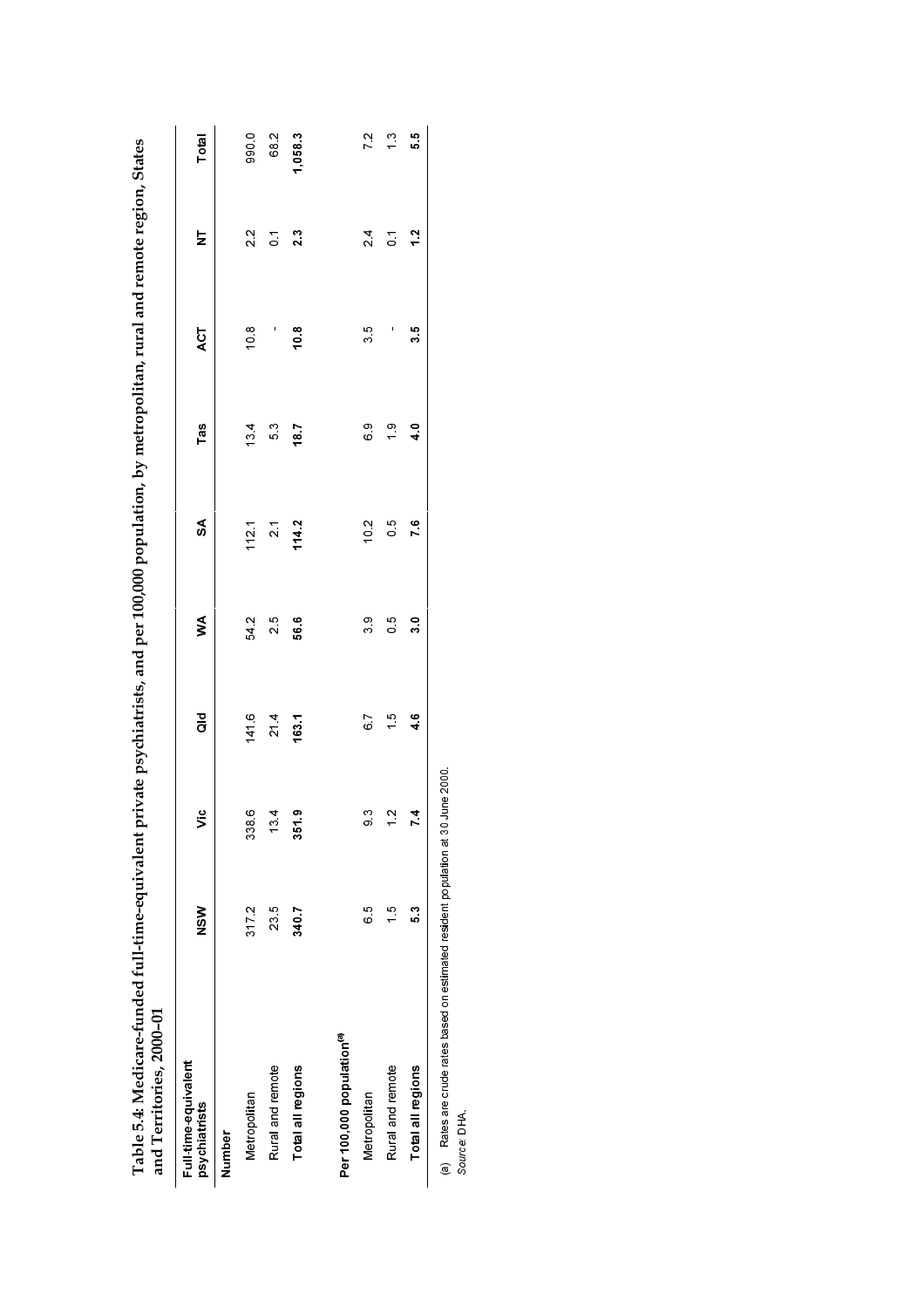**Table 5.4: Medicare-funded full-time-equivalent private psychiatrists, and per 100,000 population, by metropolitan, rural and remote region, States and Territories, 2000–01**

| Full-time-equivalent psychiatrists | NSW | Vic | Qld | WA | SA | Tas | ACT | NT | Total |
|---|---|---|---|---|---|---|---|---|---|
| **Number** | | | | | | | | | |
| Metropolitan | 317.2 | 338.6 | 141.6 | 54.2 | 112.1 | 13.4 | 10.8 | 2.2 | 990.0 |
| Rural and remote | 23.5 | 13.4 | 21.4 | 2.5 | 2.1 | 5.3 | . | 0.1 | 68.2 |
| **Total all regions** | **340.7** | **351.9** | **163.1** | **56.6** | **114.2** | **18.7** | **10.8** | **2.3** | **1,058.3** |
| **Per 100,000 population[(a)]** | | | | | | | | | |
| Metropolitan | 6.5 | 9.3 | 6.7 | 3.9 | 10.2 | 6.9 | 3.5 | 2.4 | 7.2 |
| Rural and remote | 1.5 | 1.2 | 1.5 | 0.5 | 0.5 | 1.9 | . | 0.1 | 1.3 |
| **Total all regions** | **5.3** | **7.4** | **4.6** | **3.0** | **7.6** | **4.0** | **3.5** | **1.2** | **5.5** |

(a) Rates are crude rates based on estimated resident population at 30 June 2000.

*Source:* DHA.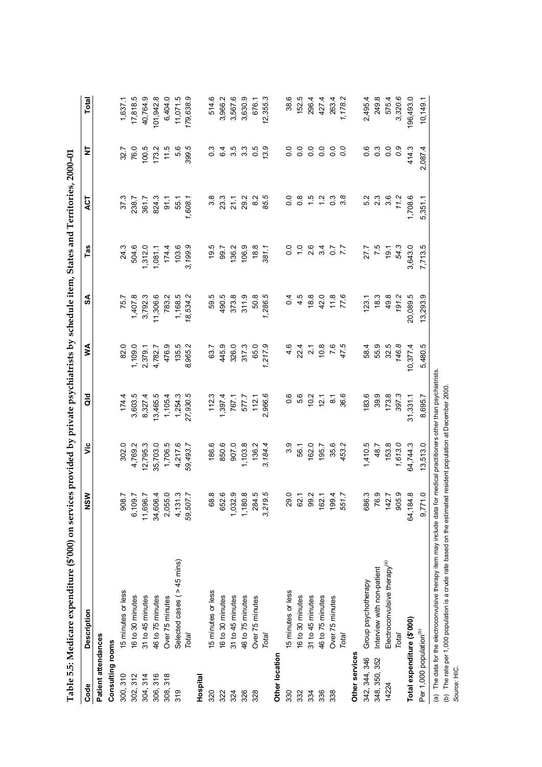**Table 5.5: Medicare expenditure ($'000) on services provided by private psychiatrists by schedule item, States and Territories, 2000–01**

| Code | Description | NSW | Vic | Qld | WA | SA | Tas | ACT | NT | Total |
|---|---|---|---|---|---|---|---|---|---|---|
| **Patient attendances** | | | | | | | | | | |
| **Consulting rooms** | | | | | | | | | | |
| 300, 310 | 15 minutes or less | 908.7 | 302.0 | 174.4 | 82.0 | 75.7 | 24.3 | 37.3 | 32.7 | 1,637.1 |
| 302, 312 | 16 to 30 minutes | 6,109.7 | 4,769.2 | 3,603.5 | 1,109.0 | 1,407.8 | 504.6 | 238.7 | 76.0 | 17,818.5 |
| 304, 314 | 31 to 45 minutes | 11,696.7 | 12,795.3 | 8,327.4 | 2,379.1 | 3,792.3 | 1,312.0 | 361.7 | 100.5 | 40,764.9 |
| 306, 316 | 46 to 75 minutes | 34,606.4 | 35,703.0 | 13,465.5 | 4,782.7 | 11,306.6 | 1,081.1 | 824.3 | 173.2 | 101,942.8 |
| 308, 318 | Over 75 minutes | 2,055.0 | 1,706.5 | 1,105.4 | 476.9 | 783.2 | 174.4 | 91.1 | 11.5 | 6,404.0 |
| 319 | Selected cases ( > 45 mins) | 4,131.3 | 4,217.6 | 1,254.3 | 135.5 | 1,168.5 | 103.6 | 55.1 | 5.6 | 11,071.5 |
| | *Total* | *59,507.7* | *59,493.7* | *27,930.5* | *8,965.2* | *18,534.2* | *3,199.9* | *1,608.1* | *399.5* | *179,638.9* |
| **Hospital** | | | | | | | | | | |
| 320 | 15 minutes or less | 68.8 | 186.6 | 112.3 | 63.7 | 59.5 | 19.5 | 3.8 | 0.3 | 514.6 |
| 322 | 16 to 30 minutes | 652.6 | 850.6 | 1,397.4 | 445.9 | 490.5 | 99.7 | 23.3 | 6.4 | 3,966.2 |
| 324 | 31 to 45 minutes | 1,032.9 | 907.0 | 767.1 | 326.0 | 373.8 | 136.2 | 21.1 | 3.5 | 3,567.6 |
| 326 | 46 to 75 minutes | 1,180.8 | 1,103.8 | 577.7 | 317.3 | 311.9 | 106.9 | 29.2 | 3.3 | 3,630.9 |
| 328 | Over 75 minutes | 284.5 | 136.2 | 112.1 | 65.0 | 50.8 | 18.8 | 8.2 | 0.5 | 676.1 |
| | *Total* | *3,219.5* | *3,184.4* | *2,966.6* | *1,217.9* | *1,286.5* | *381.1* | *85.5* | *13.9* | *12,355.3* |
| **Other location** | | | | | | | | | | |
| 330 | 15 minutes or less | 29.0 | 3.9 | 0.6 | 4.6 | 0.4 | 0.0 | 0.0 | 0.0 | 38.6 |
| 332 | 16 to 30 minutes | 62.1 | 56.1 | 5.6 | 22.4 | 4.5 | 1.0 | 0.8 | 0.0 | 152.5 |
| 334 | 31 to 45 minutes | 99.2 | 162.0 | 10.2 | 2.1 | 18.8 | 2.6 | 1.5 | 0.0 | 296.4 |
| 336 | 46 to 75 minutes | 162.1 | 195.7 | 12.1 | 10.8 | 42.0 | 3.4 | 1.2 | 0.0 | 427.4 |
| 338 | Over 75 minutes | 199.4 | 35.6 | 8.1 | 7.6 | 11.8 | 0.7 | 0.3 | 0.0 | 263.4 |
| | *Total* | *551.7* | *453.2* | *36.6* | *47.5* | *77.6* | *7.7* | *3.8* | *0.0* | *1,178.2* |
| **Other services** | | | | | | | | | | |
| 342, 344, 346 | Group psychotherapy | 686.3 | 1,410.5 | 183.6 | 58.4 | 123.1 | 27.7 | 5.2 | 0.6 | 2,495.4 |
| 348, 350, 352 | Interview with non-patient | 76.9 | 48.7 | 39.9 | 55.9 | 18.3 | 7.5 | 2.3 | 0.3 | 249.8 |
| 14224 | Electroconvulsive therapy[(a)] | 142.7 | 153.8 | 173.8 | 32.5 | 49.8 | 19.1 | 3.6 | 0.0 | 575.4 |
| | *Total* | *905.9* | *1,613.0* | *397.3* | *146.8* | *191.2* | *54.3* | *11.2* | *0.9* | *3,320.6* |
| **Total expenditure ($'000)** | | 64,184.8 | 64,744.3 | 31,331.1 | 10,377.4 | 20,089.5 | 3,643.0 | 1,708.6 | 414.3 | 196,493.0 |
| Per 1,000 population[(b)] | | 9,771.0 | 13,513.0 | 8,695.7 | 5,480.5 | 13,293.9 | 7,713.5 | 5,351.1 | 2,087.4 | 10,149.1 |

(a) The data for the electroconvulsive therapy item may include data for medical practitioners other than psychiatrists.

(b) The rate per 1,000 population is a crude rate based on the estimated resident population at December 2000.

*Source:* HIC.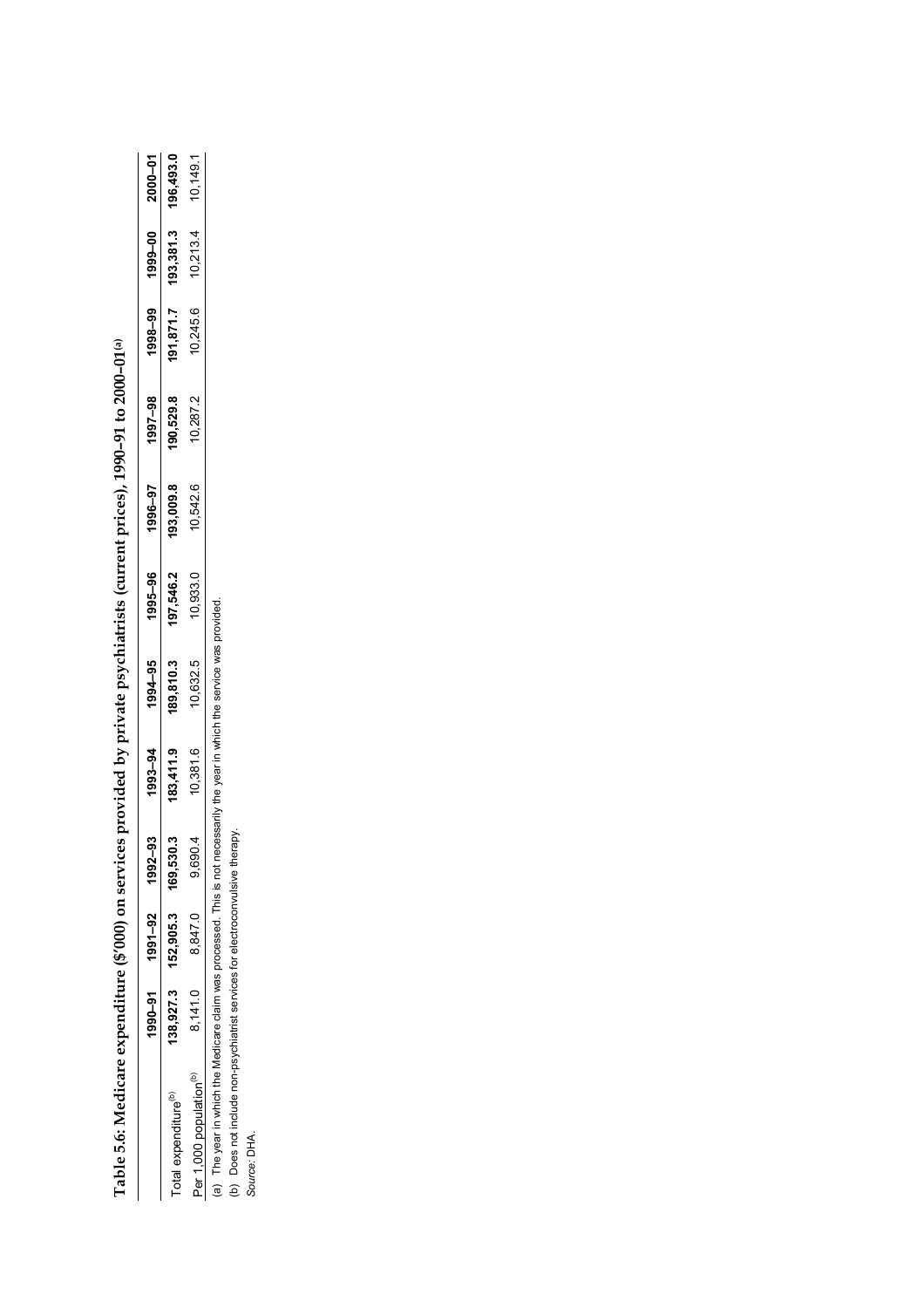**Table 5.6: Medicare expenditure ($'000) on services provided by private psychiatrists (current prices), 1990–91 to 2000–01[(a)]**

| | 1990–91 | 1991–92 | 1992–93 | 1993–94 | 1994–95 | 1995–96 | 1996–97 | 1997–98 | 1998–99 | 1999–00 | 2000–01 |
|---|---|---|---|---|---|---|---|---|---|---|---|
| Total expenditure[(b)] | **138,927.3** | **152,905.3** | **169,530.3** | **183,411.9** | **189,810.3** | **197,546.2** | **193,009.8** | **190,529.8** | **191,871.7** | **193,381.3** | **196,493.0** |
| Per 1,000 population[(b)] | 8,141.0 | 8,847.0 | 9,690.4 | 10,381.6 | 10,632.5 | 10,933.0 | 10,542.6 | 10,287.2 | 10,245.6 | 10,213.4 | 10,149.1 |

(a) The year in which the Medicare claim was processed. This is not necessarily the year in which the service was provided.

(b) Does not include non-psychiatrist services for electroconvulsive therapy.

*Source:* DHA.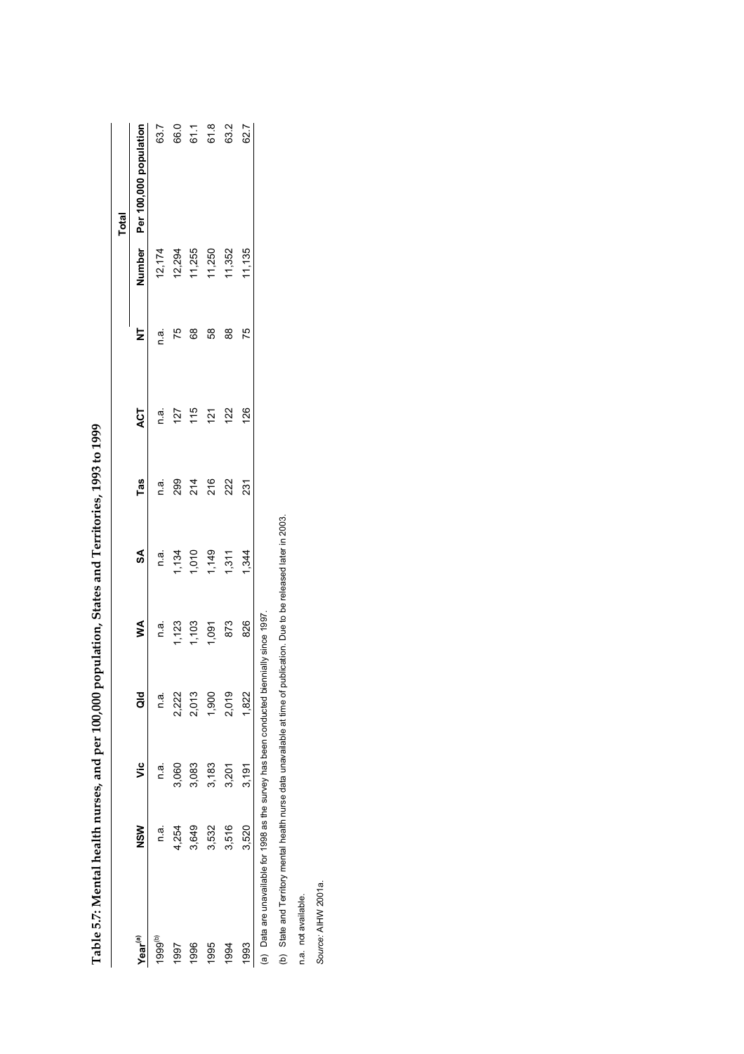**Table 5.7: Mental health nurses, and per 100,000 population, States and Territories, 1993 to 1999**

| Year[(a)] | NSW | Vic | Qld | WA | SA | Tas | ACT | NT | Total | |
|---|---|---|---|---|---|---|---|---|---|---|
| | | | | | | | | | Number | Per 100,000 population |
| 1999[(b)] | n.a. | n.a. | n.a. | n.a. | n.a. | n.a. | n.a. | n.a. | 12,174 | 63.7 |
| 1997 | 4,254 | 3,060 | 2,222 | 1,123 | 1,134 | 299 | 127 | 75 | 12,294 | 66.0 |
| 1996 | 3,649 | 3,083 | 2,013 | 1,103 | 1,010 | 214 | 115 | 68 | 11,255 | 61.1 |
| 1995 | 3,532 | 3,183 | 1,900 | 1,091 | 1,149 | 216 | 121 | 58 | 11,250 | 61.8 |
| 1994 | 3,516 | 3,201 | 2,019 | 873 | 1,311 | 222 | 122 | 88 | 11,352 | 63.2 |
| 1993 | 3,520 | 3,191 | 1,822 | 826 | 1,344 | 231 | 126 | 75 | 11,135 | 62.7 |

(a) Data are unavailable for 1998 as the survey has been conducted biennially since 1997.

(b) State and Territory mental health nurse data unavailable at time of publication. Due to be released later in 2003.

n.a. not available.

*Source:* AIHW 2001a.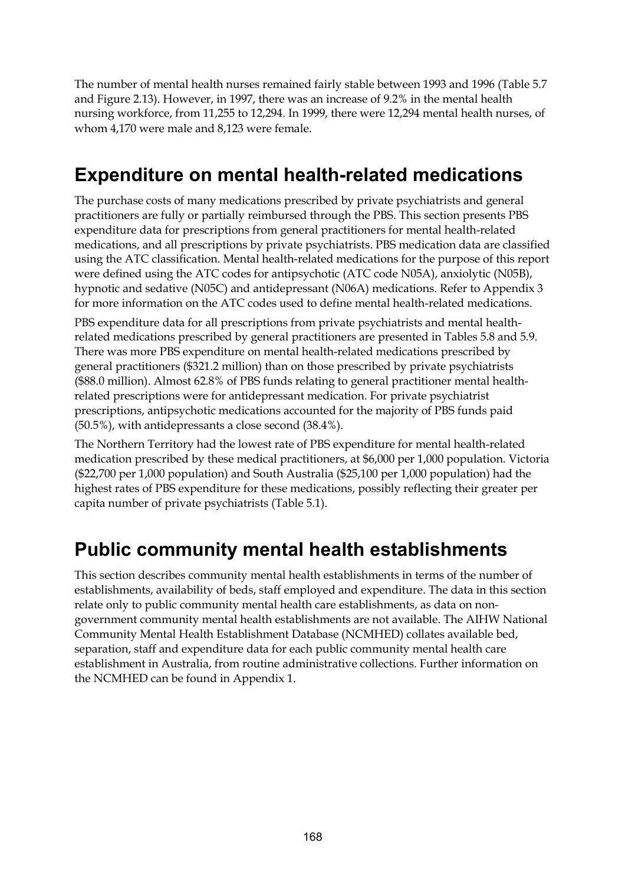The number of mental health nurses remained fairly stable between 1993 and 1996 (Table 5.7 and Figure 2.13). However, in 1997, there was an increase of 9.2% in the mental health nursing workforce, from 11,255 to 12,294. In 1999, there were 12,294 mental health nurses, of whom 4,170 were male and 8,123 were female.

## Expenditure on mental health-related medications

The purchase costs of many medications prescribed by private psychiatrists and general practitioners are fully or partially reimbursed through the PBS. This section presents PBS expenditure data for prescriptions from general practitioners for mental health-related medications, and all prescriptions by private psychiatrists. PBS medication data are classified using the ATC classification. Mental health-related medications for the purpose of this report were defined using the ATC codes for antipsychotic (ATC code N05A), anxiolytic (N05B), hypnotic and sedative (N05C) and antidepressant (N06A) medications. Refer to Appendix 3 for more information on the ATC codes used to define mental health-related medications.

PBS expenditure data for all prescriptions from private psychiatrists and mental health-related medications prescribed by general practitioners are presented in Tables 5.8 and 5.9. There was more PBS expenditure on mental health-related medications prescribed by general practitioners ($321.2 million) than on those prescribed by private psychiatrists ($88.0 million). Almost 62.8% of PBS funds relating to general practitioner mental health-related prescriptions were for antidepressant medication. For private psychiatrist prescriptions, antipsychotic medications accounted for the majority of PBS funds paid (50.5%), with antidepressants a close second (38.4%).

The Northern Territory had the lowest rate of PBS expenditure for mental health-related medication prescribed by these medical practitioners, at $6,000 per 1,000 population. Victoria ($22,700 per 1,000 population) and South Australia ($25,100 per 1,000 population) had the highest rates of PBS expenditure for these medications, possibly reflecting their greater per capita number of private psychiatrists (Table 5.1).

## Public community mental health establishments

This section describes community mental health establishments in terms of the number of establishments, availability of beds, staff employed and expenditure. The data in this section relate only to public community mental health care establishments, as data on non-government community mental health establishments are not available. The AIHW National Community Mental Health Establishment Database (NCMHED) collates available bed, separation, staff and expenditure data for each public community mental health care establishment in Australia, from routine administrative collections. Further information on the NCMHED can be found in Appendix 1.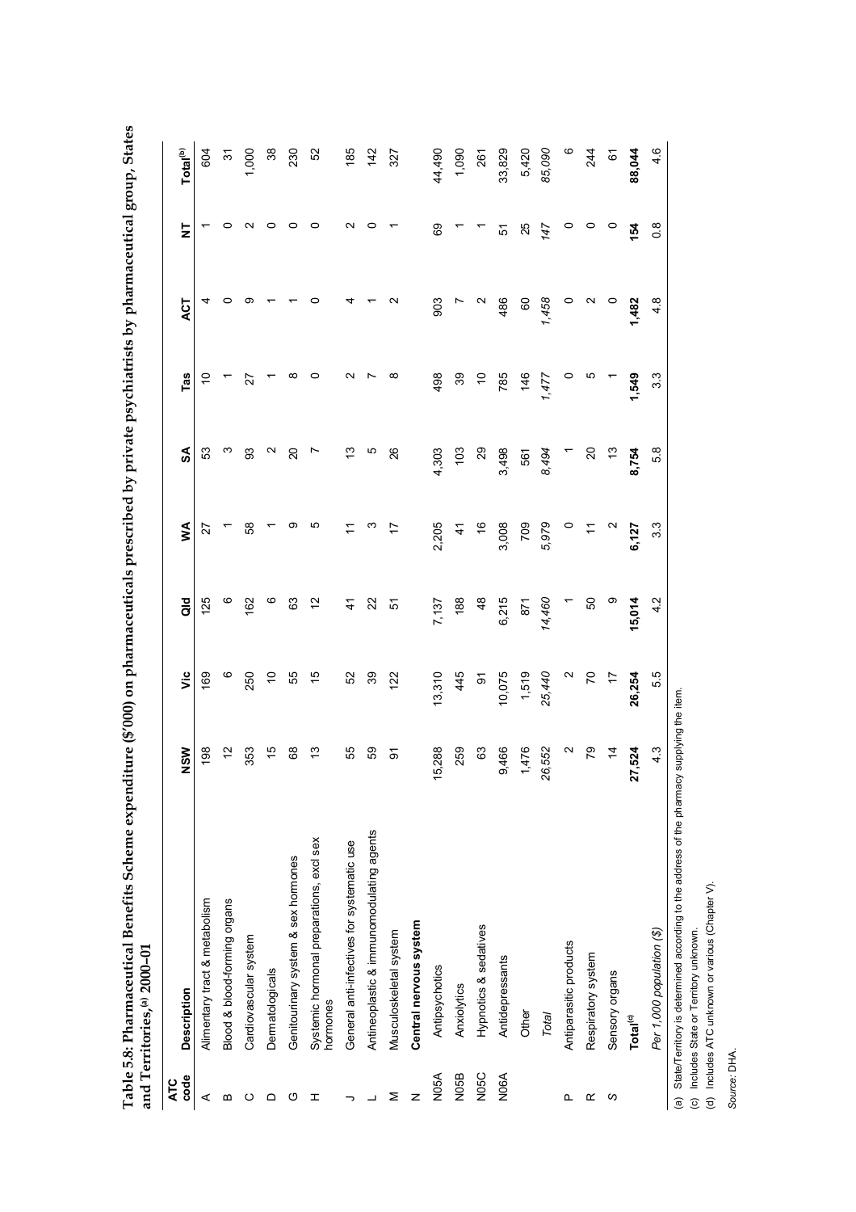**Table 5.8: Pharmaceutical Benefits Scheme expenditure ($'000) on pharmaceuticals prescribed by private psychiatrists by pharmaceutical group, States and Territories,[(a)] 2000–01**

| ATC code | Description | NSW | Vic | Qld | WA | SA | Tas | ACT | NT | Total[(b)] |
|---|---|---|---|---|---|---|---|---|---|---|
| A | Alimentary tract & metabolism | 198 | 169 | 125 | 27 | 53 | 10 | 4 | 1 | 604 |
| B | Blood & blood-forming organs | 12 | 6 | 6 | 1 | 3 | 1 | 0 | 0 | 31 |
| C | Cardiovascular system | 353 | 250 | 162 | 58 | 93 | 27 | 9 | 2 | 1,000 |
| D | Dermatologicals | 15 | 10 | 6 | 1 | 2 | 1 | 1 | 0 | 38 |
| G | Genitourinary system & sex hormones | 68 | 55 | 63 | 9 | 20 | 8 | 1 | 0 | 230 |
| H | Systemic hormonal preparations, excl sex hormones | 13 | 15 | 12 | 5 | 7 | 0 | 0 | 0 | 52 |
| J | General anti-infectives for systematic use | 55 | 52 | 41 | 11 | 13 | 2 | 4 | 2 | 185 |
| L | Antineoplastic & immunomodulating agents | 59 | 39 | 22 | 3 | 5 | 7 | 1 | 0 | 142 |
| M | Musculoskeletal system | 91 | 122 | 51 | 17 | 26 | 8 | 2 | 1 | 327 |
| N | **Central nervous system** | | | | | | | | | |
| N05A | Antipsychotics | 15,288 | 13,310 | 7,137 | 2,205 | 4,303 | 498 | 903 | 69 | 44,490 |
| N05B | Anxiolytics | 259 | 445 | 188 | 41 | 103 | 39 | 7 | 1 | 1,090 |
| N05C | Hypnotics & sedatives | 63 | 91 | 48 | 16 | 29 | 10 | 2 | 1 | 261 |
| N06A | Antidepressants | 9,466 | 10,075 | 6,215 | 3,008 | 3,498 | 785 | 486 | 51 | 33,829 |
| | Other | 1,476 | 1,519 | 871 | 709 | 561 | 146 | 60 | 25 | 5,420 |
| | *Total* | *26,552* | *25,440* | *14,460* | *5,979* | *8,494* | *1,477* | *1,458* | *147* | *85,090* |
| P | Antiparasitic products | 2 | 2 | 1 | 0 | 1 | 0 | 0 | 0 | 6 |
| R | Respiratory system | 79 | 70 | 50 | 11 | 20 | 5 | 2 | 0 | 244 |
| S | Sensory organs | 14 | 17 | 9 | 2 | 13 | 1 | 0 | 0 | 61 |
| | **Total[(d)]** | **27,524** | **26,254** | **15,014** | **6,127** | **8,754** | **1,549** | **1,482** | **154** | **88,044** |
| | *Per 1,000 population ($)* | 4.3 | 5.5 | 4.2 | 3.3 | 5.8 | 3.3 | 4.8 | 0.8 | 4.6 |

(a) State/Territory is determined according to the address of the pharmacy supplying the item.

(c) Includes State or Territory unknown.

(d) Includes ATC unknown or various (Chapter V).

*Source:* DHA.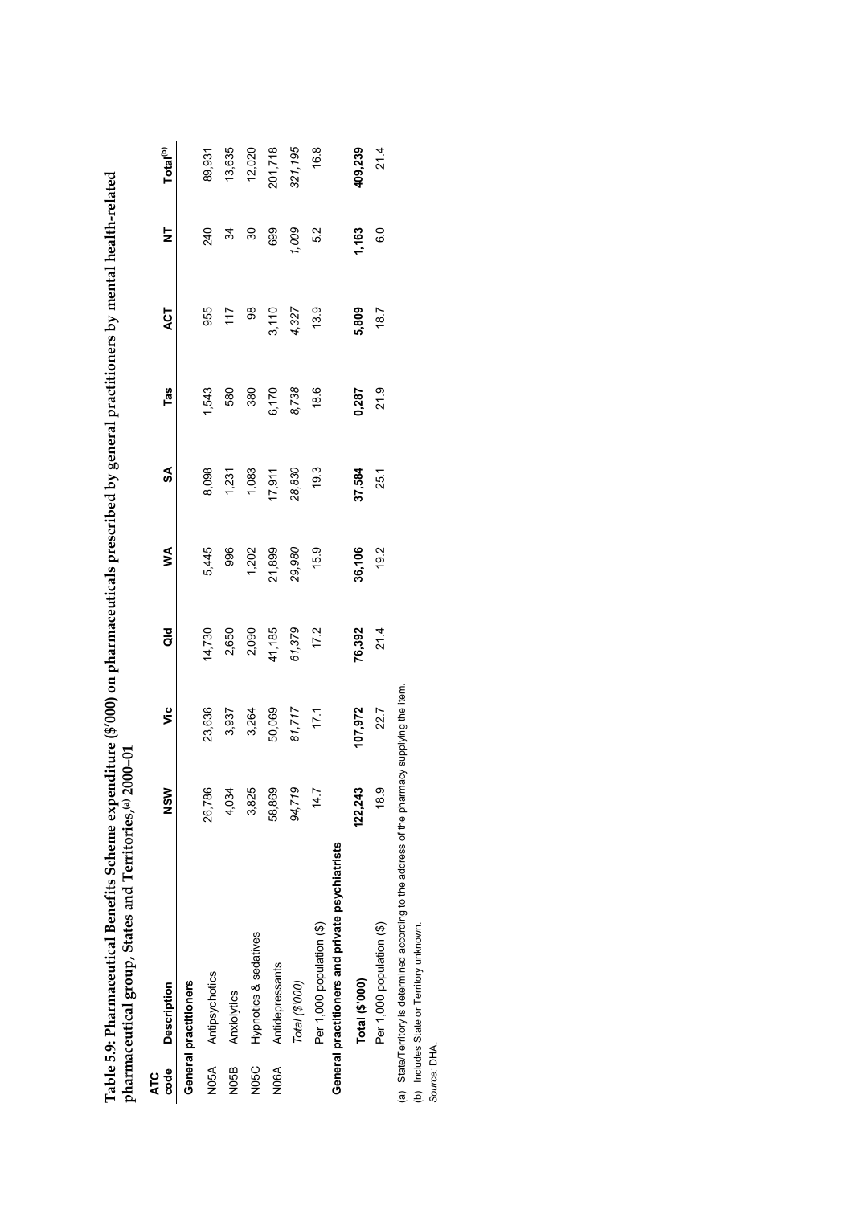**Table 5.9: Pharmaceutical Benefits Scheme expenditure ($'000) on pharmaceuticals prescribed by general practitioners by mental health-related pharmaceutical group, States and Territories,[(a)] 2000–01**

| ATC code | Description | NSW | Vic | Qld | WA | SA | Tas | ACT | NT | Total[(b)] |
|---|---|---|---|---|---|---|---|---|---|---|
| **General practitioners** | | | | | | | | | | |
| N05A | Antipsychotics | 26,786 | 23,636 | 14,730 | 5,445 | 8,098 | 1,543 | 955 | 240 | 89,931 |
| N05B | Anxiolytics | 4,034 | 3,937 | 2,650 | 996 | 1,231 | 580 | 117 | 34 | 13,635 |
| N05C | Hypnotics & sedatives | 3,825 | 3,264 | 2,090 | 1,202 | 1,083 | 380 | 98 | 30 | 12,020 |
| N06A | Antidepressants | 58,869 | 50,069 | 41,185 | 21,899 | 17,911 | 6,170 | 3,110 | 699 | 201,718 |
| | *Total ($'000)* | *94,719* | *81,717* | *61,379* | *29,980* | *28,830* | *8,738* | *4,327* | *1,009* | *321,195* |
| | Per 1,000 population ($) | 14.7 | 17.1 | 17.2 | 15.9 | 19.3 | 18.6 | 13.9 | 5.2 | 16.8 |
| **General practitioners and private psychiatrists** | | | | | | | | | | |
| | **Total ($'000)** | **122,243** | **107,972** | **76,392** | **36,106** | **37,584** | **0,287** | **5,809** | **1,163** | **409,239** |
| | Per 1,000 population ($) | 18.9 | 22.7 | 21.4 | 19.2 | 25.1 | 21.9 | 18.7 | 6.0 | 21.4 |

(a) State/Territory is determined according to the address of the pharmacy supplying the item.

(b) Includes State or Territory unknown.

*Source:* DHA.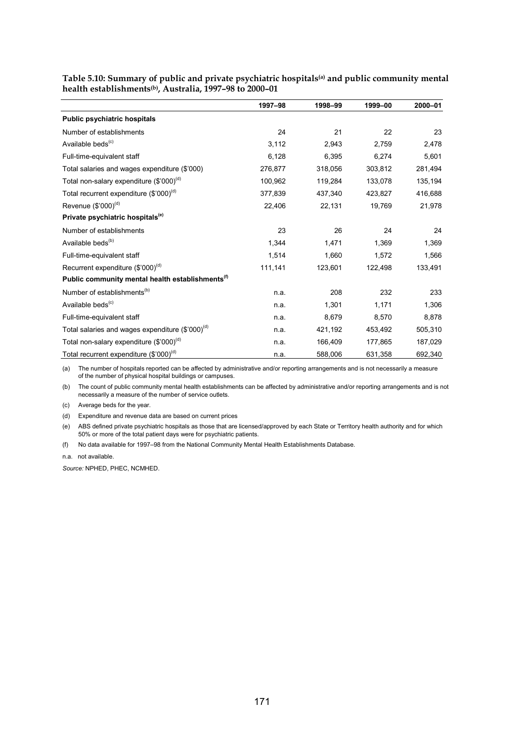**Table 5.10: Summary of public and private psychiatric hospitals[(a)] and public community mental health establishments[(b)], Australia, 1997–98 to 2000–01**

| | 1997–98 | 1998–99 | 1999–00 | 2000–01 |
|---|---|---|---|---|
| **Public psychiatric hospitals** | | | | |
| Number of establishments | 24 | 21 | 22 | 23 |
| Available beds[(c)] | 3,112 | 2,943 | 2,759 | 2,478 |
| Full-time-equivalent staff | 6,128 | 6,395 | 6,274 | 5,601 |
| Total salaries and wages expenditure ($'000) | 276,877 | 318,056 | 303,812 | 281,494 |
| Total non-salary expenditure ($'000)[(d)] | 100,962 | 119,284 | 133,078 | 135,194 |
| Total recurrent expenditure ($'000)[(d)] | 377,839 | 437,340 | 423,827 | 416,688 |
| Revenue ($'000)[(d)] | 22,406 | 22,131 | 19,769 | 21,978 |
| **Private psychiatric hospitals[(e)]** | | | | |
| Number of establishments | 23 | 26 | 24 | 24 |
| Available beds[(b)] | 1,344 | 1,471 | 1,369 | 1,369 |
| Full-time-equivalent staff | 1,514 | 1,660 | 1,572 | 1,566 |
| Recurrent expenditure ($'000)[(d)] | 111,141 | 123,601 | 122,498 | 133,491 |
| **Public community mental health establishments[(f)]** | | | | |
| Number of establishments[(b)] | n.a. | 208 | 232 | 233 |
| Available beds[(c)] | n.a. | 1,301 | 1,171 | 1,306 |
| Full-time-equivalent staff | n.a. | 8,679 | 8,570 | 8,878 |
| Total salaries and wages expenditure ($'000)[(d)] | n.a. | 421,192 | 453,492 | 505,310 |
| Total non-salary expenditure ($'000)[(d)] | n.a. | 166,409 | 177,865 | 187,029 |
| Total recurrent expenditure ($'000)[(d)] | n.a. | 588,006 | 631,358 | 692,340 |

(a) The number of hospitals reported can be affected by administrative and/or reporting arrangements and is not necessarily a measure of the number of physical hospital buildings or campuses.

(b) The count of public community mental health establishments can be affected by administrative and/or reporting arrangements and is not necessarily a measure of the number of service outlets.

(c) Average beds for the year.

(d) Expenditure and revenue data are based on current prices

(e) ABS defined private psychiatric hospitals as those that are licensed/approved by each State or Territory health authority and for which 50% or more of the total patient days were for psychiatric patients.

(f) No data available for 1997–98 from the National Community Mental Health Establishments Database.

n.a. not available.

*Source:* NPHED, PHEC, NCMHED.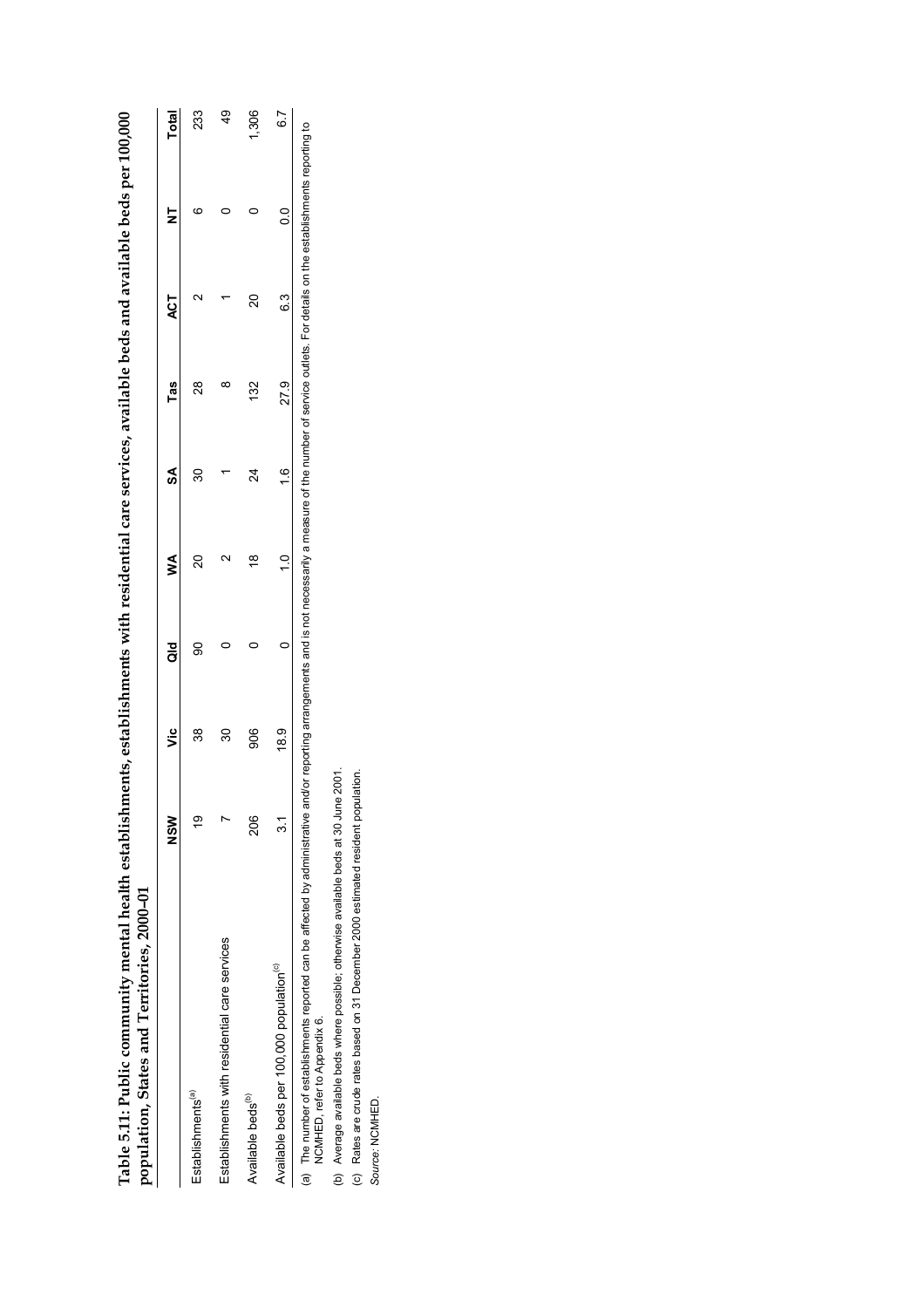**Table 5.11: Public community mental health establishments, establishments with residential care services, available beds and available beds per 100,000 population, States and Territories, 2000–01**

| | NSW | Vic | Qld | WA | SA | Tas | ACT | NT | Total |
|---|---|---|---|---|---|---|---|---|---|
| Establishments[(a)] | 19 | 38 | 90 | 20 | 30 | 28 | 2 | 6 | 233 |
| Establishments with residential care services | 7 | 30 | 0 | 2 | 1 | 8 | 1 | 0 | 49 |
| Available beds[(b)] | 206 | 906 | 0 | 18 | 24 | 132 | 20 | 0 | 1,306 |
| Available beds per 100,000 population[(c)] | 3.1 | 18.9 | 0 | 1.0 | 1.6 | 27.9 | 6.3 | 0.0 | 6.7 |

(a) The number of establishments reported can be affected by administrative and/or reporting arrangements and is not necessarily a measure of the number of service outlets. For details on the establishments reporting to NCMHED, refer to Appendix 6.

(b) Average available beds where possible; otherwise available beds at 30 June 2001.

(c) Rates are crude rates based on 31 December 2000 estimated resident population.

*Source:* NCMHED.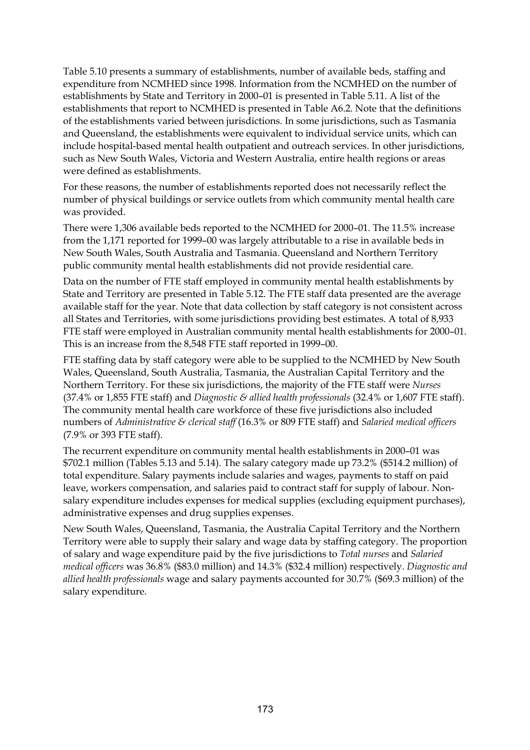Table 5.10 presents a summary of establishments, number of available beds, staffing and expenditure from NCMHED since 1998. Information from the NCMHED on the number of establishments by State and Territory in 2000–01 is presented in Table 5.11. A list of the establishments that report to NCMHED is presented in Table A6.2. Note that the definitions of the establishments varied between jurisdictions. In some jurisdictions, such as Tasmania and Queensland, the establishments were equivalent to individual service units, which can include hospital-based mental health outpatient and outreach services. In other jurisdictions, such as New South Wales, Victoria and Western Australia, entire health regions or areas were defined as establishments.

For these reasons, the number of establishments reported does not necessarily reflect the number of physical buildings or service outlets from which community mental health care was provided.

There were 1,306 available beds reported to the NCMHED for 2000–01. The 11.5% increase from the 1,171 reported for 1999–00 was largely attributable to a rise in available beds in New South Wales, South Australia and Tasmania. Queensland and Northern Territory public community mental health establishments did not provide residential care.

Data on the number of FTE staff employed in community mental health establishments by State and Territory are presented in Table 5.12. The FTE staff data presented are the average available staff for the year. Note that data collection by staff category is not consistent across all States and Territories, with some jurisdictions providing best estimates. A total of 8,933 FTE staff were employed in Australian community mental health establishments for 2000–01. This is an increase from the 8,548 FTE staff reported in 1999–00.

FTE staffing data by staff category were able to be supplied to the NCMHED by New South Wales, Queensland, South Australia, Tasmania, the Australian Capital Territory and the Northern Territory. For these six jurisdictions, the majority of the FTE staff were *Nurses* (37.4% or 1,855 FTE staff) and *Diagnostic & allied health professionals* (32.4% or 1,607 FTE staff). The community mental health care workforce of these five jurisdictions also included numbers of *Administrative & clerical staff* (16.3% or 809 FTE staff) and *Salaried medical officers* (7.9% or 393 FTE staff).

The recurrent expenditure on community mental health establishments in 2000–01 was $702.1 million (Tables 5.13 and 5.14). The salary category made up 73.2% ($514.2 million) of total expenditure. Salary payments include salaries and wages, payments to staff on paid leave, workers compensation, and salaries paid to contract staff for supply of labour. Non-salary expenditure includes expenses for medical supplies (excluding equipment purchases), administrative expenses and drug supplies expenses.

New South Wales, Queensland, Tasmania, the Australia Capital Territory and the Northern Territory were able to supply their salary and wage data by staffing category. The proportion of salary and wage expenditure paid by the five jurisdictions to *Total nurses* and *Salaried medical officers* was 36.8% ($83.0 million) and 14.3% ($32.4 million) respectively. *Diagnostic and allied health professionals* wage and salary payments accounted for 30.7% ($69.3 million) of the salary expenditure.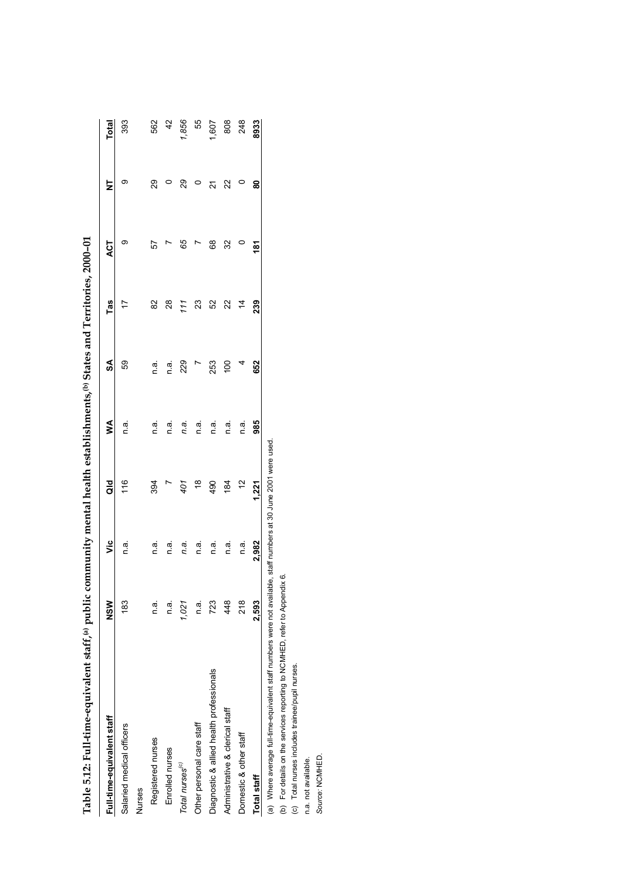**Table 5.12: Full-time-equivalent staff,[(a)] public community mental health establishments,[(b)] States and Territories, 2000–01**

| Full-time-equivalent staff | NSW | Vic | Qld | WA | SA | Tas | ACT | NT | Total |
|---|---|---|---|---|---|---|---|---|---|
| Salaried medical officers | 183 | n.a. | 116 | n.a. | 59 | 17 | 9 | 9 | 393 |
| Nurses | | | | | | | | | |
| Registered nurses | n.a. | n.a. | 394 | n.a. | n.a. | 82 | 57 | 29 | 562 |
| Enrolled nurses | n.a. | n.a. | 7 | n.a. | n.a. | 28 | 7 | 0 | 42 |
| *Total nurses[(c)]* | *1,021* | *n.a.* | *401* | *n.a.* | *229* | *111* | *65* | *29* | *1,856* |
| Other personal care staff | n.a. | n.a. | 18 | n.a. | 7 | 23 | 7 | 0 | 55 |
| Diagnostic & allied health professionals | 723 | n.a. | 490 | n.a. | 253 | 52 | 68 | 21 | 1,607 |
| Administrative & clerical staff | 448 | n.a. | 184 | n.a. | 100 | 22 | 32 | 22 | 808 |
| Domestic & other staff | 218 | n.a. | 12 | n.a. | 4 | 14 | 0 | 0 | 248 |
| **Total staff** | **2,593** | **2,982** | **1,221** | **985** | **652** | **239** | **181** | **80** | **8933** |

(a) Where average full-time-equivalent staff numbers were not available, staff numbers at 30 June 2001 were used.

(b) For details on the services reporting to NCMHED, refer to Appendix 6.

(c) Total nurses includes trainee/pupil nurses.

n.a. not available.

*Source:* NCMHED.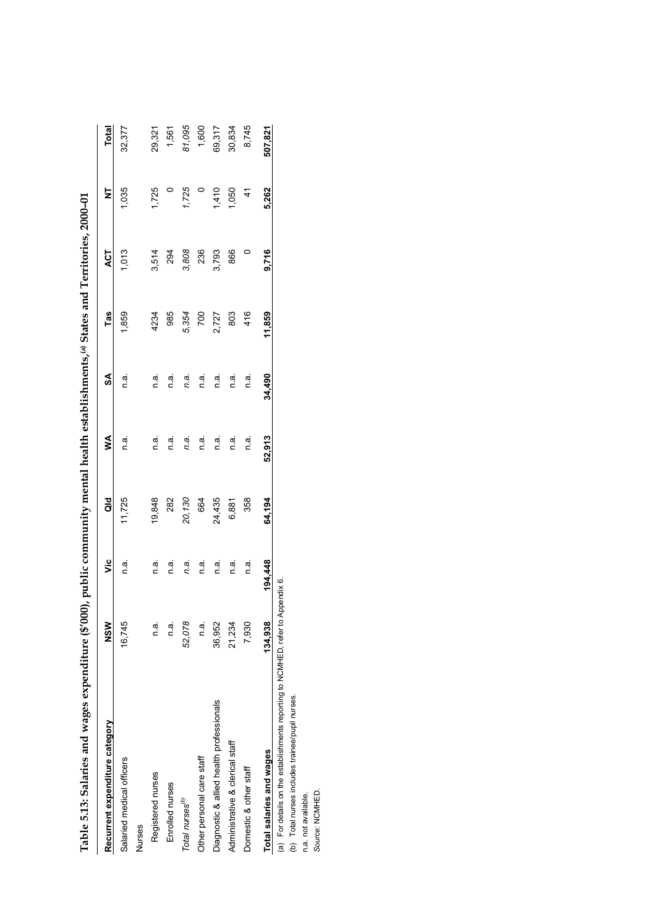**Table 5.13: Salaries and wages expenditure ($'000), public community mental health establishments,[(a)] States and Territories, 2000–01**

| Recurrent expenditure category | NSW | Vic | Qld | WA | SA | Tas | ACT | NT | Total |
|---|---|---|---|---|---|---|---|---|---|
| Salaried medical officers | 16,745 | n.a. | 11,725 | n.a. | n.a. | 1,859 | 1,013 | 1,035 | 32,377 |
| Nurses | | | | | | | | | |
| Registered nurses | n.a. | n.a. | 19,848 | n.a. | n.a. | 4234 | 3,514 | 1,725 | 29,321 |
| Enrolled nurses | n.a. | n.a. | 282 | n.a. | n.a. | 985 | 294 | 0 | 1,561 |
| *Total nurses[(b)]* | *52,078* | *n.a.* | *20,130* | *n.a.* | *n.a.* | *5,354* | *3,808* | *1,725* | *81,095* |
| Other personal care staff | n.a. | n.a. | 664 | n.a. | n.a. | 700 | 236 | 0 | 1,600 |
| Diagnostic & allied health professionals | 36,952 | n.a. | 24,435 | n.a. | n.a. | 2,727 | 3,793 | 1,410 | 69,317 |
| Administrative & clerical staff | 21,234 | n.a. | 6,881 | n.a. | n.a. | 803 | 866 | 1,050 | 30,834 |
| Domestic & other staff | 7,930 | n.a. | 358 | n.a. | n.a. | 416 | 0 | 41 | 8,745 |
| **Total salaries and wages** | **134,938** | **194,448** | **64,194** | **52,913** | **34,490** | **11,859** | **9,716** | **5,262** | **507,821** |

(a) For details on the establishments reporting to NCMHED, refer to Appendix 6.

(b) Total nurses includes trainee/pupil nurses.

n.a. not available.

*Source:* NCMHED.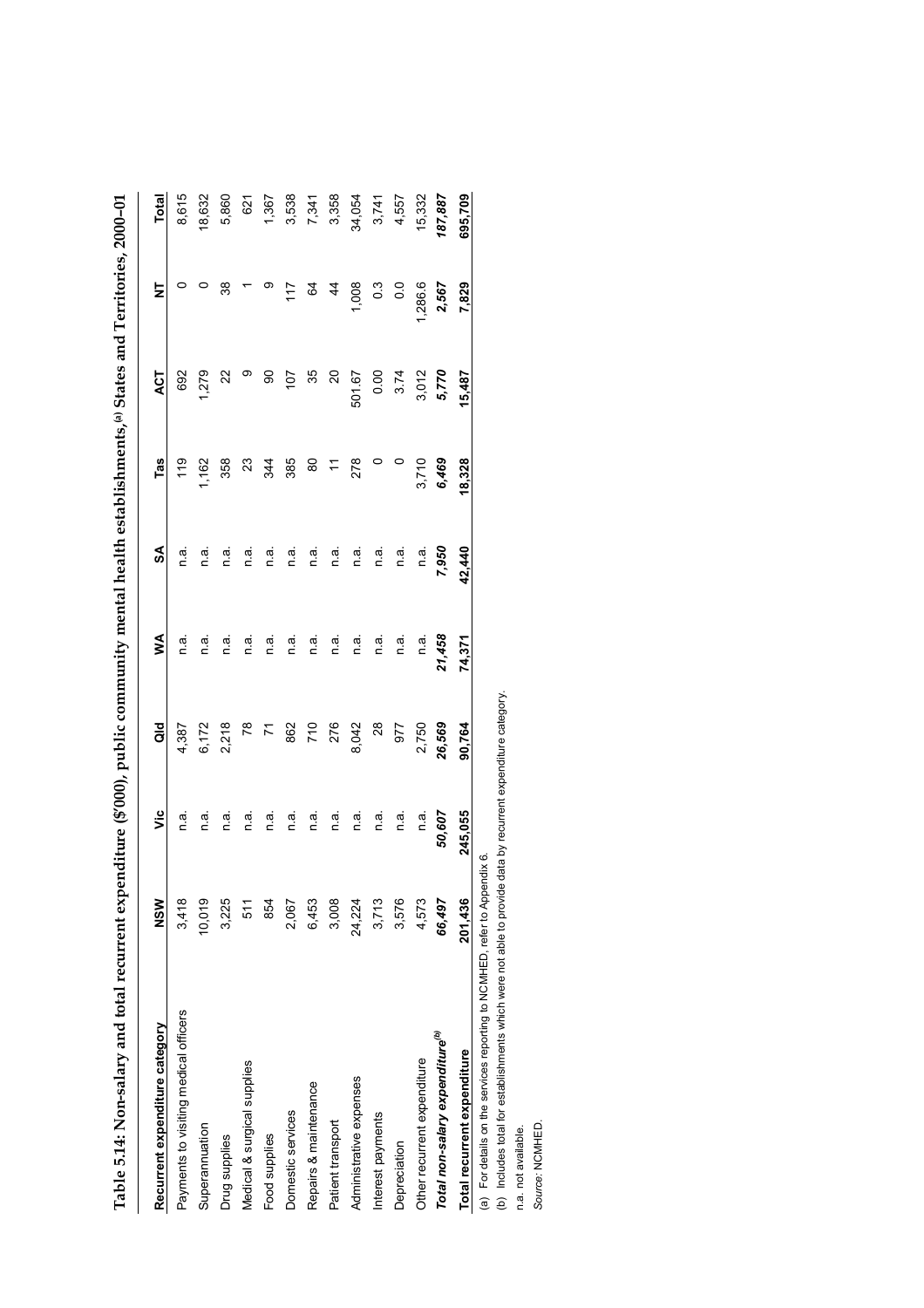**Table 5.14: Non-salary and total recurrent expenditure ($'000), public community mental health establishments,[(a)] States and Territories, 2000–01**

| Recurrent expenditure category | NSW | Vic | Qld | WA | SA | Tas | ACT | NT | Total |
|---|---|---|---|---|---|---|---|---|---|
| Payments to visiting medical officers | 3,418 | n.a. | 4,387 | n.a. | n.a. | 119 | 692 | 0 | 8,615 |
| Superannuation | 10,019 | n.a. | 6,172 | n.a. | n.a. | 1,162 | 1,279 | 0 | 18,632 |
| Drug supplies | 3,225 | n.a. | 2,218 | n.a. | n.a. | 358 | 22 | 38 | 5,860 |
| Medical & surgical supplies | 511 | n.a. | 78 | n.a. | n.a. | 23 | 9 | 1 | 621 |
| Food supplies | 854 | n.a. | 71 | n.a. | n.a. | 344 | 90 | 9 | 1,367 |
| Domestic services | 2,067 | n.a. | 862 | n.a. | n.a. | 385 | 107 | 117 | 3,538 |
| Repairs & maintenance | 6,453 | n.a. | 710 | n.a. | n.a. | 80 | 35 | 64 | 7,341 |
| Patient transport | 3,008 | n.a. | 276 | n.a. | n.a. | 11 | 20 | 44 | 3,358 |
| Administrative expenses | 24,224 | n.a. | 8,042 | n.a. | n.a. | 278 | 501.67 | 1,008 | 34,054 |
| Interest payments | 3,713 | n.a. | 28 | n.a. | n.a. | 0 | 0.00 | 0.3 | 3,741 |
| Depreciation | 3,576 | n.a. | 977 | n.a. | n.a. | 0 | 3.74 | 0.0 | 4,557 |
| Other recurrent expenditure | 4,573 | n.a. | 2,750 | n.a. | n.a. | 3,710 | 3,012 | 1,286.6 | 15,332 |
| ***Total non-salary expenditure***[(b)] | *66,497* | *50,607* | *26,569* | *21,458* | *7,950* | *6,469* | *5,770* | *2,567* | *187,887* |
| **Total recurrent expenditure** | **201,436** | **245,055** | **90,764** | **74,371** | **42,440** | **18,328** | **15,487** | **7,829** | **695,709** |

(a) For details on the services reporting to NCMHED, refer to Appendix 6.

(b) Includes total for establishments which were not able to provide data by recurrent expenditure category.

n.a. not available.

*Source:* NCMHED.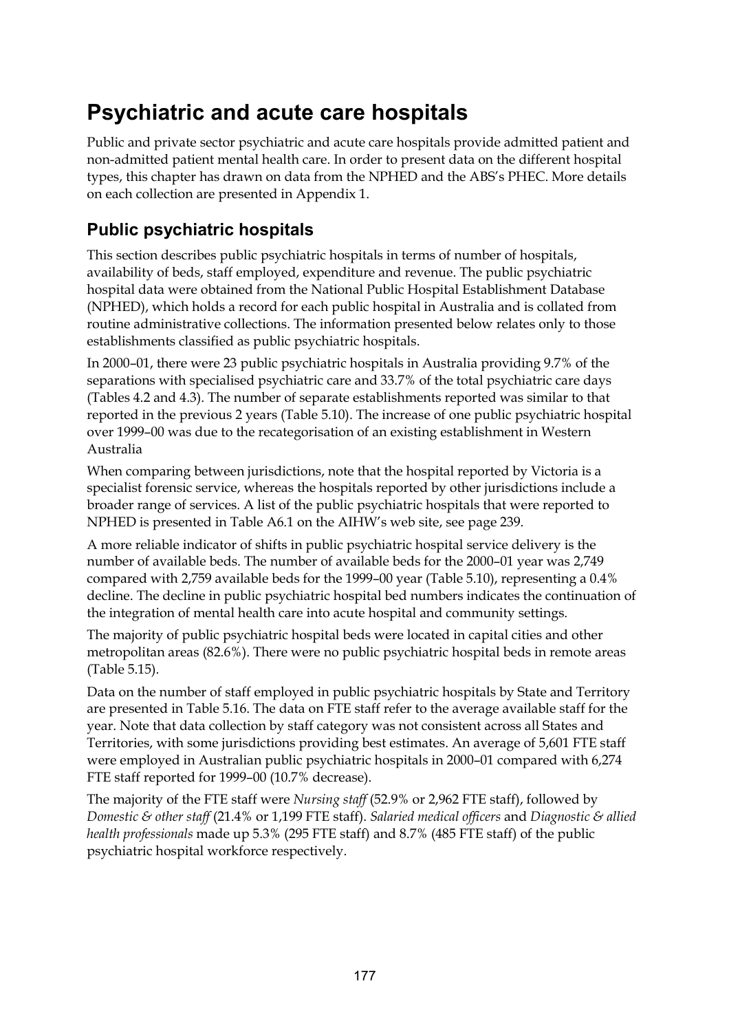# Psychiatric and acute care hospitals

Public and private sector psychiatric and acute care hospitals provide admitted patient and non-admitted patient mental health care. In order to present data on the different hospital types, this chapter has drawn on data from the NPHED and the ABS's PHEC. More details on each collection are presented in Appendix 1.

## Public psychiatric hospitals

This section describes public psychiatric hospitals in terms of number of hospitals, availability of beds, staff employed, expenditure and revenue. The public psychiatric hospital data were obtained from the National Public Hospital Establishment Database (NPHED), which holds a record for each public hospital in Australia and is collated from routine administrative collections. The information presented below relates only to those establishments classified as public psychiatric hospitals.

In 2000–01, there were 23 public psychiatric hospitals in Australia providing 9.7% of the separations with specialised psychiatric care and 33.7% of the total psychiatric care days (Tables 4.2 and 4.3). The number of separate establishments reported was similar to that reported in the previous 2 years (Table 5.10). The increase of one public psychiatric hospital over 1999–00 was due to the recategorisation of an existing establishment in Western Australia

When comparing between jurisdictions, note that the hospital reported by Victoria is a specialist forensic service, whereas the hospitals reported by other jurisdictions include a broader range of services. A list of the public psychiatric hospitals that were reported to NPHED is presented in Table A6.1 on the AIHW's web site, see page 239.

A more reliable indicator of shifts in public psychiatric hospital service delivery is the number of available beds. The number of available beds for the 2000–01 year was 2,749 compared with 2,759 available beds for the 1999–00 year (Table 5.10), representing a 0.4% decline. The decline in public psychiatric hospital bed numbers indicates the continuation of the integration of mental health care into acute hospital and community settings.

The majority of public psychiatric hospital beds were located in capital cities and other metropolitan areas (82.6%). There were no public psychiatric hospital beds in remote areas (Table 5.15).

Data on the number of staff employed in public psychiatric hospitals by State and Territory are presented in Table 5.16. The data on FTE staff refer to the average available staff for the year. Note that data collection by staff category was not consistent across all States and Territories, with some jurisdictions providing best estimates. An average of 5,601 FTE staff were employed in Australian public psychiatric hospitals in 2000–01 compared with 6,274 FTE staff reported for 1999–00 (10.7% decrease).

The majority of the FTE staff were *Nursing staff* (52.9% or 2,962 FTE staff), followed by *Domestic & other staff* (21.4% or 1,199 FTE staff). *Salaried medical officers* and *Diagnostic & allied health professionals* made up 5.3% (295 FTE staff) and 8.7% (485 FTE staff) of the public psychiatric hospital workforce respectively.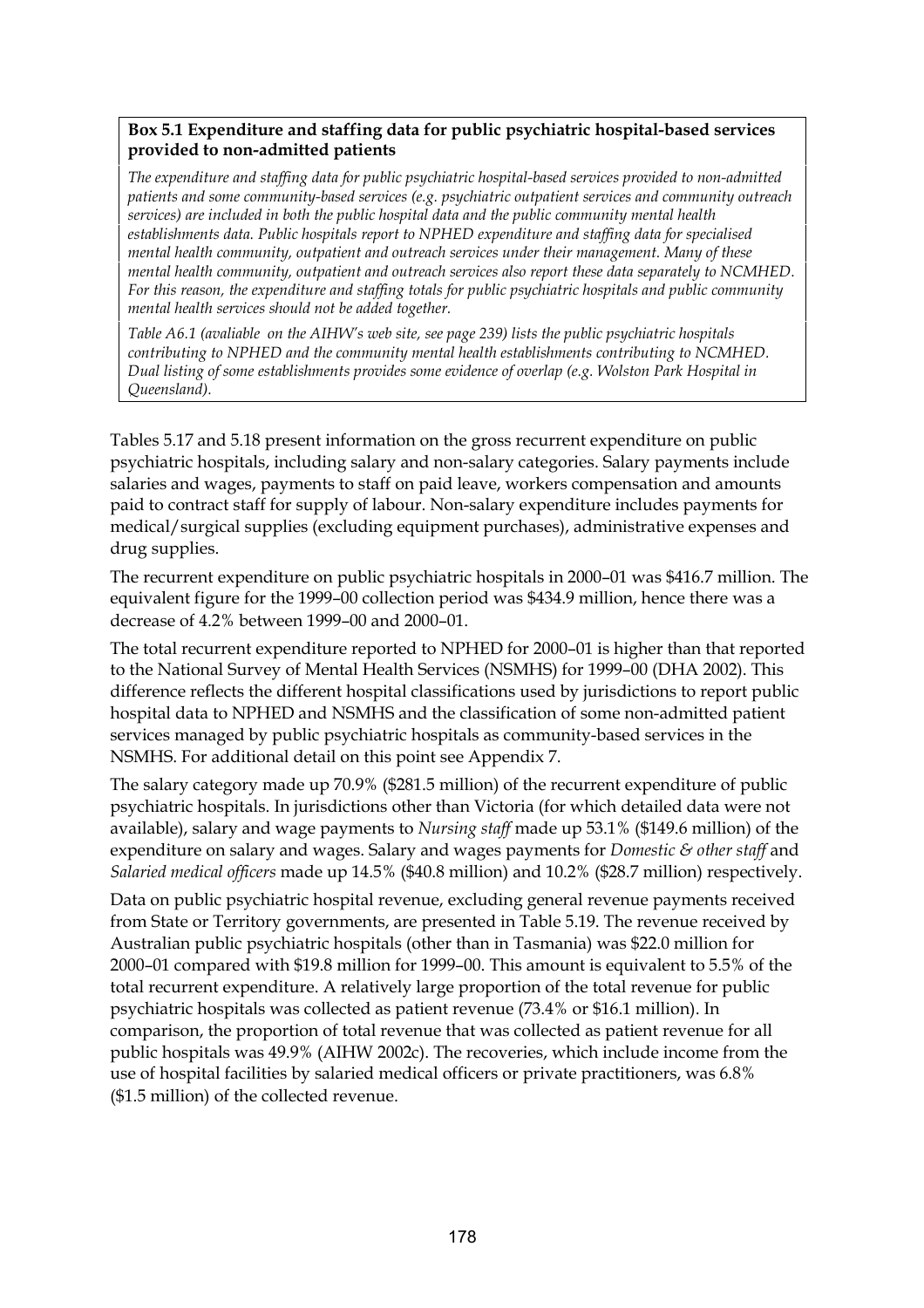**Box 5.1 Expenditure and staffing data for public psychiatric hospital-based services provided to non-admitted patients**

*The expenditure and staffing data for public psychiatric hospital-based services provided to non-admitted patients and some community-based services (e.g. psychiatric outpatient services and community outreach services) are included in both the public hospital data and the public community mental health establishments data. Public hospitals report to NPHED expenditure and staffing data for specialised mental health community, outpatient and outreach services under their management. Many of these mental health community, outpatient and outreach services also report these data separately to NCMHED. For this reason, the expenditure and staffing totals for public psychiatric hospitals and public community mental health services should not be added together.*

*Table A6.1 (avaliable on the AIHW's web site, see page 239) lists the public psychiatric hospitals contributing to NPHED and the community mental health establishments contributing to NCMHED. Dual listing of some establishments provides some evidence of overlap (e.g. Wolston Park Hospital in Queensland).*

Tables 5.17 and 5.18 present information on the gross recurrent expenditure on public psychiatric hospitals, including salary and non-salary categories. Salary payments include salaries and wages, payments to staff on paid leave, workers compensation and amounts paid to contract staff for supply of labour. Non-salary expenditure includes payments for medical/surgical supplies (excluding equipment purchases), administrative expenses and drug supplies.

The recurrent expenditure on public psychiatric hospitals in 2000–01 was $416.7 million. The equivalent figure for the 1999–00 collection period was $434.9 million, hence there was a decrease of 4.2% between 1999–00 and 2000–01.

The total recurrent expenditure reported to NPHED for 2000–01 is higher than that reported to the National Survey of Mental Health Services (NSMHS) for 1999–00 (DHA 2002). This difference reflects the different hospital classifications used by jurisdictions to report public hospital data to NPHED and NSMHS and the classification of some non-admitted patient services managed by public psychiatric hospitals as community-based services in the NSMHS. For additional detail on this point see Appendix 7.

The salary category made up 70.9% ($281.5 million) of the recurrent expenditure of public psychiatric hospitals. In jurisdictions other than Victoria (for which detailed data were not available), salary and wage payments to *Nursing staff* made up 53.1% ($149.6 million) of the expenditure on salary and wages. Salary and wages payments for *Domestic & other staff* and *Salaried medical officers* made up 14.5% ($40.8 million) and 10.2% ($28.7 million) respectively.

Data on public psychiatric hospital revenue, excluding general revenue payments received from State or Territory governments, are presented in Table 5.19. The revenue received by Australian public psychiatric hospitals (other than in Tasmania) was $22.0 million for 2000–01 compared with $19.8 million for 1999–00. This amount is equivalent to 5.5% of the total recurrent expenditure. A relatively large proportion of the total revenue for public psychiatric hospitals was collected as patient revenue (73.4% or $16.1 million). In comparison, the proportion of total revenue that was collected as patient revenue for all public hospitals was 49.9% (AIHW 2002c). The recoveries, which include income from the use of hospital facilities by salaried medical officers or private practitioners, was 6.8% ($1.5 million) of the collected revenue.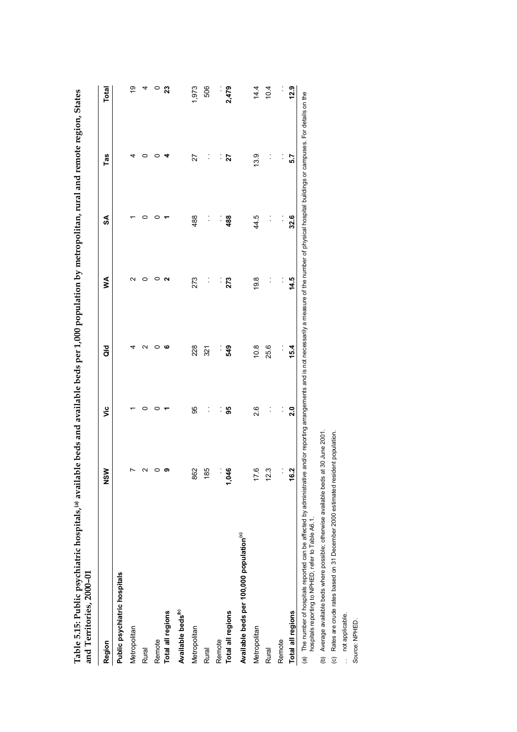**Table 5.15: Public psychiatric hospitals,[(a)] available beds and available beds per 1,000 population by metropolitan, rural and remote region, States and Territories, 2000–01**

| Region | NSW | Vic | Qld | WA | SA | Tas | Total |
|---|---|---|---|---|---|---|---|
| **Public psychiatric hospitals** | | | | | | | |
| Metropolitan | 7 | 1 | 4 | 2 | 1 | 4 | 19 |
| Rural | 2 | 0 | 2 | 0 | 0 | 0 | 4 |
| Remote | 0 | 0 | 0 | 0 | 0 | 0 | 0 |
| **Total all regions** | **9** | **1** | **6** | **2** | **1** | **4** | **23** |
| **Available beds[(b)]** | | | | | | | |
| Metropolitan | 862 | 95 | 228 | 273 | 488 | 27 | 1,973 |
| Rural | 185 | . . | 321 | . . | . . | . . | 506 |
| Remote | . . | . . | . . | . . | . . | . . | . . |
| **Total all regions** | **1,046** | **95** | **549** | **273** | **488** | **27** | **2,479** |
| **Available beds per 100,000 population[(c)]** | | | | | | | |
| Metropolitan | 17.6 | 2.6 | 10.8 | 19.8 | 44.5 | 13.9 | 14.4 |
| Rural | 12.3 | . . | 25.6 | . . | . . | . . | 10.4 |
| Remote | . . | . . | . . | . . | . . | . . | . . |
| **Total all regions** | **16.2** | **2.0** | **15.4** | **14.5** | **32.6** | **5.7** | **12.9** |

(a) The number of hospitals reported can be affected by administrative and/or reporting arrangements and is not necessarily a measure of the number of physical hospital buildings or campuses. For details on the hospitals reporting to NPHED, refer to Table A6.1.

(b) Average available beds where possible; otherwise available beds at 30 June 2001.

(c) Rates are crude rates based on 31 December 2000 estimated resident population.

. . not applicable.

*Source:* NPHED.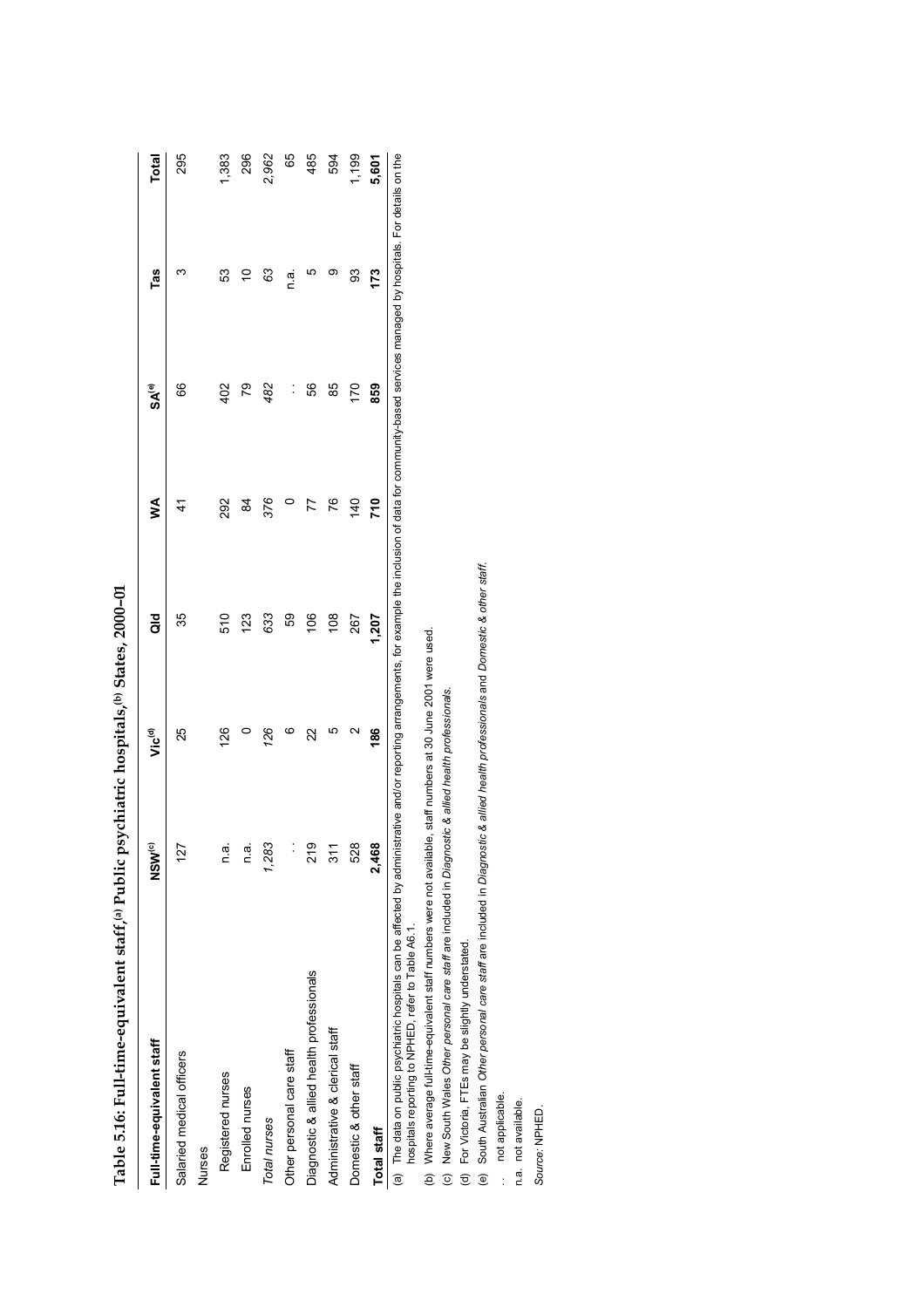**Table 5.16: Full-time-equivalent staff,[a] Public psychiatric hospitals,[b] States, 2000–01**

| Full-time-equivalent staff | NSW[c] | Vic[d] | Qld | WA | SA[e] | Tas | Total |
|---|---|---|---|---|---|---|---|
| Salaried medical officers | 127 | 25 | 35 | 41 | 66 | 3 | 295 |
| Nurses | | | | | | | |
| Registered nurses | n.a. | 126 | 510 | 292 | 402 | 53 | 1,383 |
| Enrolled nurses | n.a. | 0 | 123 | 84 | 79 | 10 | 296 |
| *Total nurses* | *1,283* | *126* | *633* | *376* | *482* | *63* | *2,962* |
| Other personal care staff | . . | 6 | 59 | 0 | . . | n.a. | 65 |
| Diagnostic & allied health professionals | 219 | 22 | 106 | 77 | 56 | 5 | 485 |
| Administrative & clerical staff | 311 | 5 | 108 | 76 | 85 | 9 | 594 |
| Domestic & other staff | 528 | 2 | 267 | 140 | 170 | 93 | 1,199 |
| **Total staff** | **2,468** | **186** | **1,207** | **710** | **859** | **173** | **5,601** |

(a) The data on public psychiatric hospitals can be affected by administrative and/or reporting arrangements, for example the inclusion of data for community-based services managed by hospitals. For details on the hospitals reporting to NPHED, refer to Table A6.1.

(b) Where average full-time-equivalent staff numbers were not available, staff numbers at 30 June 2001 were used.

(c) New South Wales *Other personal care staff* are included in *Diagnostic & allied health professionals*.

(d) For Victoria, FTEs may be slightly understated.

(e) South Australian *Other personal care staff* are included in *Diagnostic & allied health professionals* and *Domestic & other staff*.

. . not applicable.

n.a. not available.

*Source:* NPHED.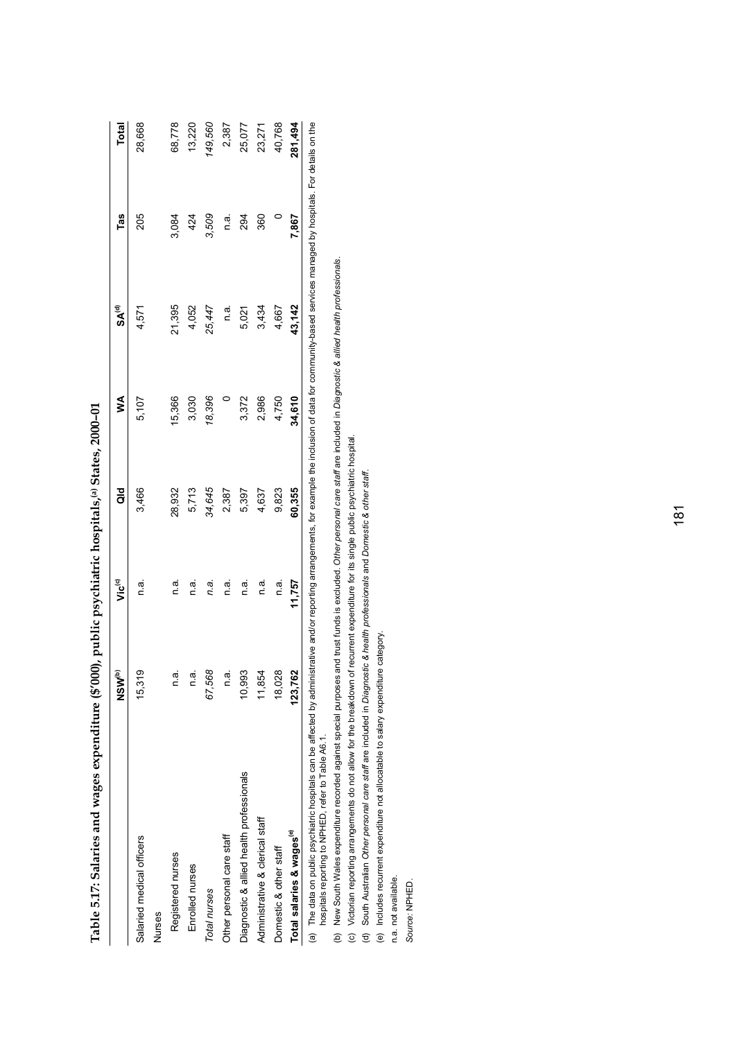**Table 5.17: Salaries and wages expenditure ($'000), public psychiatric hospitals,[(a)] States, 2000–01**

| | NSW[(b)] | Vic[(c)] | Qld | WA | SA[(d)] | Tas | Total |
|---|---|---|---|---|---|---|---|
| Salaried medical officers | 15,319 | n.a. | 3,466 | 5,107 | 4,571 | 205 | 28,668 |
| Nurses | | | | | | | |
| Registered nurses | n.a. | n.a. | 28,932 | 15,366 | 21,395 | 3,084 | 68,778 |
| Enrolled nurses | n.a. | n.a. | 5,713 | 3,030 | 4,052 | 424 | 13,220 |
| *Total nurses* | *67,568* | *n.a.* | *34,645* | *18,396* | *25,447* | *3,509* | *149,560* |
| Other personal care staff | n.a. | n.a. | 2,387 | 0 | n.a. | n.a. | 2,387 |
| Diagnostic & allied health professionals | 10,993 | n.a. | 5,397 | 3,372 | 5,021 | 294 | 25,077 |
| Administrative & clerical staff | 11,854 | n.a. | 4,637 | 2,986 | 3,434 | 360 | 23,271 |
| Domestic & other staff | 18,028 | n.a. | 9,823 | 4,750 | 4,667 | 0 | 40,768 |
| **Total salaries & wages[(e)]** | **123,762** | **11,757** | **60,355** | **34,610** | **43,142** | **7,867** | **281,494** |

(a) The data on public psychiatric hospitals can be affected by administrative and/or reporting arrangements, for example the inclusion of data for community-based services managed by hospitals. For details on the hospitals reporting to NPHED, refer to Table A6.1.

(b) New South Wales expenditure recorded against special purposes and trust funds is excluded. *Other personal care staff* are included in *Diagnostic & allied health professionals*.

(c) Victorian reporting arrangements do not allow for the breakdown of recurrent expenditure for its single public psychiatric hospital.

(d) South Australian *Other personal care staff* are included in *Diagnostic & health professionals* and *Domestic & other staff*.

(e) Includes recurrent expenditure not allocatable to salary expenditure category.

n.a. not available.

*Source:* NPHED.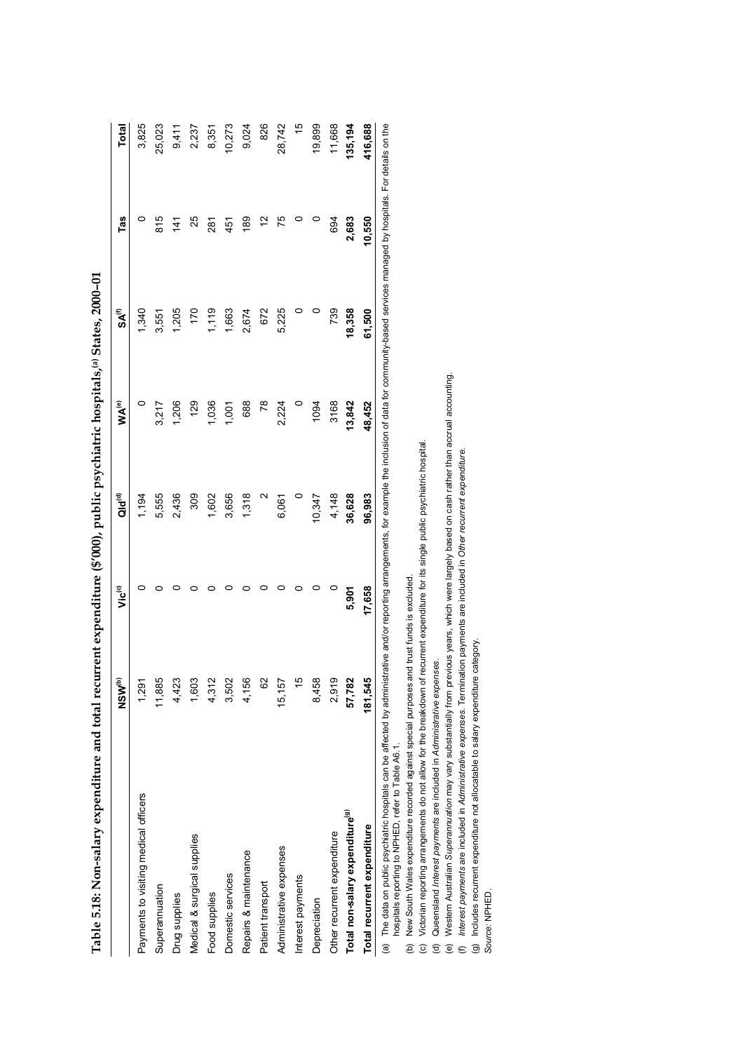**Table 5.18: Non-salary expenditure and total recurrent expenditure ($'000), public psychiatric hospitals,[(a)] States, 2000–01**

| | NSW[(b)] | Vic[(c)] | Qld[(d)] | WA[(e)] | SA[(f)] | Tas | Total |
|---|---|---|---|---|---|---|---|
| Payments to visiting medical officers | 1,291 | 0 | 1,194 | 0 | 1,340 | 0 | 3,825 |
| Superannuation | 11,885 | 0 | 5,555 | 3,217 | 3,551 | 815 | 25,023 |
| Drug supplies | 4,423 | 0 | 2,436 | 1,206 | 1,205 | 141 | 9,411 |
| Medical & surgical supplies | 1,603 | 0 | 309 | 129 | 170 | 25 | 2,237 |
| Food supplies | 4,312 | 0 | 1,602 | 1,036 | 1,119 | 281 | 8,351 |
| Domestic services | 3,502 | 0 | 3,656 | 1,001 | 1,663 | 451 | 10,273 |
| Repairs & maintenance | 4,156 | 0 | 1,318 | 688 | 2,674 | 189 | 9,024 |
| Patient transport | 62 | 0 | 2 | 78 | 672 | 12 | 826 |
| Administrative expenses | 15,157 | 0 | 6,061 | 2,224 | 5,225 | 75 | 28,742 |
| Interest payments | 15 | 0 | 0 | 0 | 0 | 0 | 15 |
| Depreciation | 8,458 | 0 | 10,347 | 1094 | 0 | 0 | 19,899 |
| Other recurrent expenditure | 2,919 | 0 | 4,148 | 3168 | 739 | 694 | 11,668 |
| **Total non-salary expenditure[(g)]** | **57,782** | **5,901** | **36,628** | **13,842** | **18,358** | **2,683** | **135,194** |
| **Total recurrent expenditure** | **181,545** | **17,658** | **96,983** | **48,452** | **61,500** | **10,550** | **416,688** |

(a) The data on public psychiatric hospitals can be affected by administrative and/or reporting arrangements, for example the inclusion of data for community-based services managed by hospitals. For details on the hospitals reporting to NPHED, refer to Table A6.1.

(b) New South Wales expenditure recorded against special purposes and trust funds is excluded.

(c) Victorian reporting arrangements do not allow for the breakdown of recurrent expenditure for its single public psychiatric hospital.

(d) Queensland *Interest payments* are included in *Administrative expenses*.

(e) Western Australian *Superannuation* may vary substantially from previous years, which were largely based on cash rather than accrual accounting.

(f) *Interest payments* are included in *Administrative expenses*. Termination payments are included in *Other recurrent expenditure*.

(g) Includes recurrent expenditure not allocatable to salary expenditure category.

*Source:* NPHED.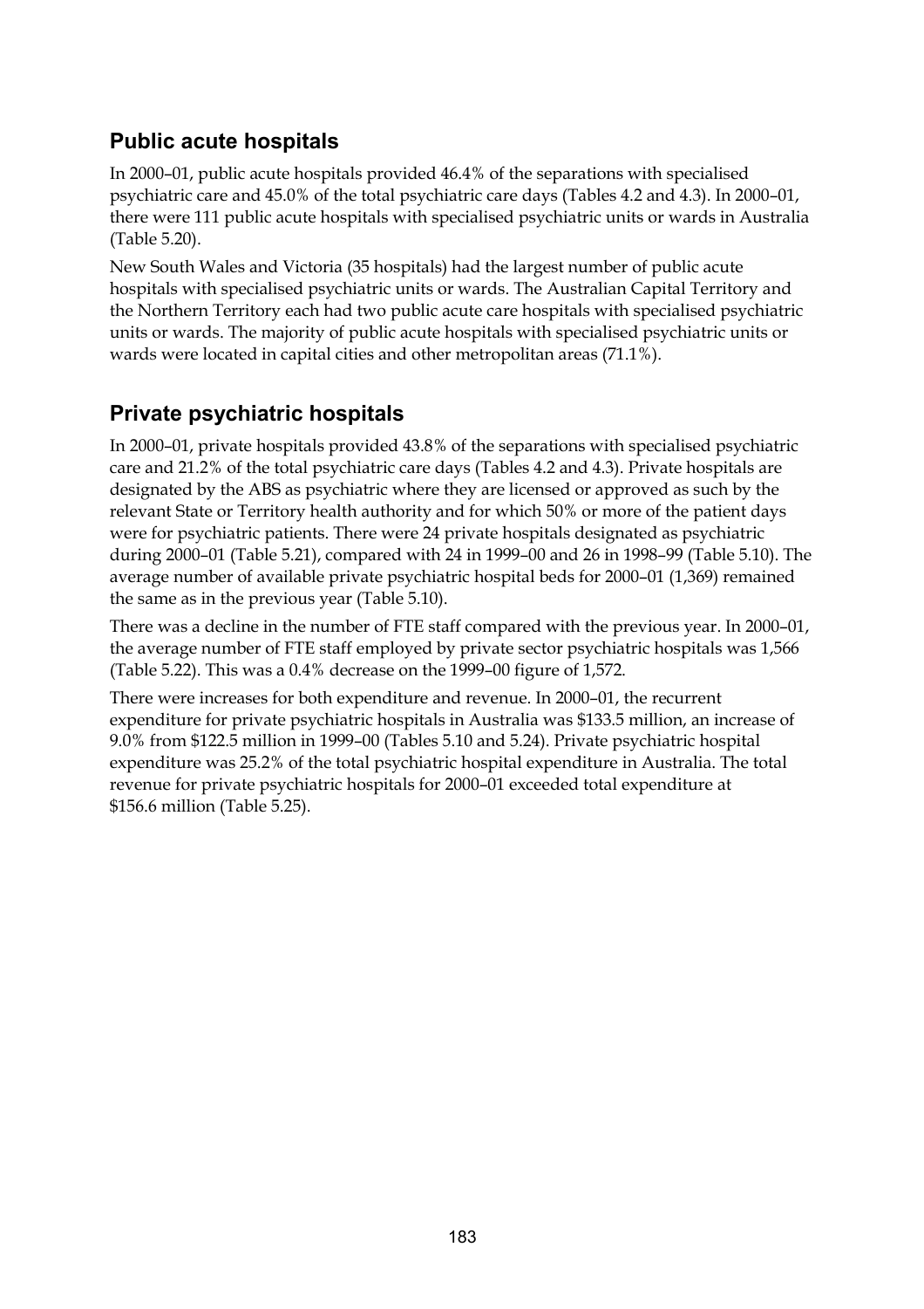## Public acute hospitals

In 2000–01, public acute hospitals provided 46.4% of the separations with specialised psychiatric care and 45.0% of the total psychiatric care days (Tables 4.2 and 4.3). In 2000–01, there were 111 public acute hospitals with specialised psychiatric units or wards in Australia (Table 5.20).

New South Wales and Victoria (35 hospitals) had the largest number of public acute hospitals with specialised psychiatric units or wards. The Australian Capital Territory and the Northern Territory each had two public acute care hospitals with specialised psychiatric units or wards. The majority of public acute hospitals with specialised psychiatric units or wards were located in capital cities and other metropolitan areas (71.1%).

## Private psychiatric hospitals

In 2000–01, private hospitals provided 43.8% of the separations with specialised psychiatric care and 21.2% of the total psychiatric care days (Tables 4.2 and 4.3). Private hospitals are designated by the ABS as psychiatric where they are licensed or approved as such by the relevant State or Territory health authority and for which 50% or more of the patient days were for psychiatric patients. There were 24 private hospitals designated as psychiatric during 2000–01 (Table 5.21), compared with 24 in 1999–00 and 26 in 1998–99 (Table 5.10). The average number of available private psychiatric hospital beds for 2000–01 (1,369) remained the same as in the previous year (Table 5.10).

There was a decline in the number of FTE staff compared with the previous year. In 2000–01, the average number of FTE staff employed by private sector psychiatric hospitals was 1,566 (Table 5.22). This was a 0.4% decrease on the 1999–00 figure of 1,572.

There were increases for both expenditure and revenue. In 2000–01, the recurrent expenditure for private psychiatric hospitals in Australia was $133.5 million, an increase of 9.0% from $122.5 million in 1999–00 (Tables 5.10 and 5.24). Private psychiatric hospital expenditure was 25.2% of the total psychiatric hospital expenditure in Australia. The total revenue for private psychiatric hospitals for 2000–01 exceeded total expenditure at $156.6 million (Table 5.25).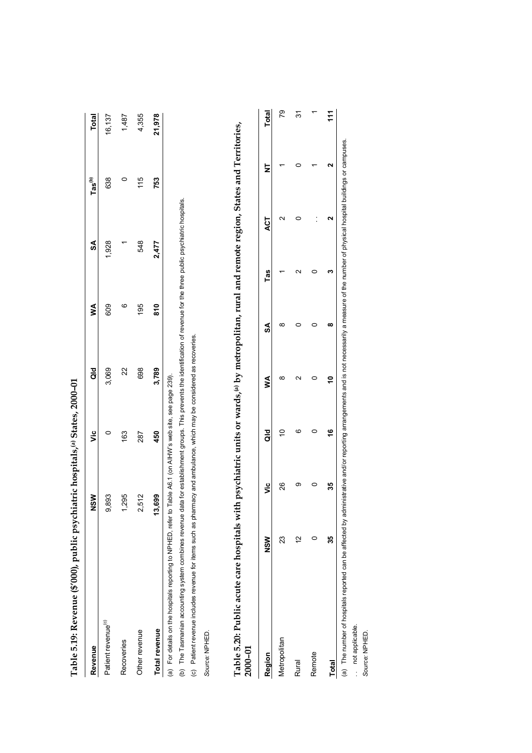**Table 5.19: Revenue ($'000), public psychiatric hospitals,[(a)] States, 2000–01**

| Revenue | NSW | Vic | Qld | WA | SA | Tas[(b)] | Total |
|---|---|---|---|---|---|---|---|
| Patient revenue[(c)] | 9,893 | 0 | 3,069 | 609 | 1,928 | 638 | 16,137 |
| Recoveries | 1,295 | 163 | 22 | 6 | 1 | 0 | 1,487 |
| Other revenue | 2,512 | 287 | 698 | 195 | 548 | 115 | 4,355 |
| **Total revenue** | **13,699** | **450** | **3,789** | **810** | **2,477** | **753** | **21,978** |

(a) For details on the hospitals reporting to NPHED, refer to Table A6.1 (on AIHW's web site, see page 239).

(b) The Tasmanian accounting system combines revenue data for establishment groups. This prevents the identification of revenue for the three public psychiatric hospitals.

(c) Patient revenue includes revenue for items such as pharmacy and ambulance, which may be considered as recoveries.

*Source:* NPHED.

**Table 5.20: Public acute care hospitals with psychiatric units or wards,[(a)] by metropolitan, rural and remote region, States and Territories, 2000–01**

| Region | NSW | Vic | Qld | WA | SA | Tas | ACT | NT | Total |
|---|---|---|---|---|---|---|---|---|---|
| Metropolitan | 23 | 26 | 10 | 8 | 8 | 1 | 2 | 1 | 79 |
| Rural | 12 | 9 | 6 | 2 | 0 | 2 | 0 | 0 | 31 |
| Remote | 0 | 0 | 0 | 0 | 0 | 0 | . . | 1 | 1 |
| **Total** | **35** | **35** | **16** | **10** | **8** | **3** | **2** | **2** | **111** |

(a) The number of hospitals reported can be affected by administrative and/or reporting arrangements and is not necessarily a measure of the number of physical hospital buildings or campuses.

. . not applicable.

*Source:* NPHED.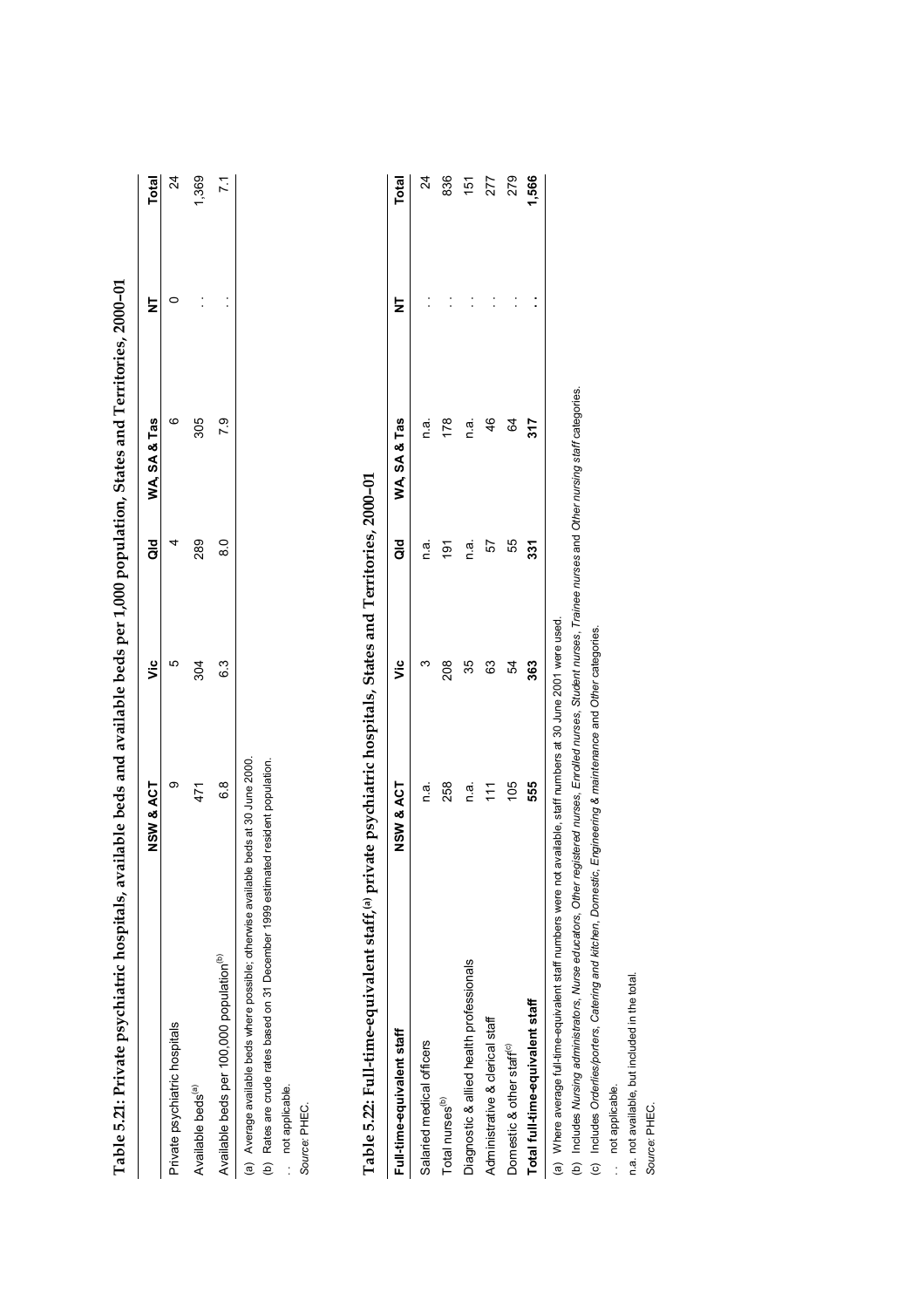**Table 5.21: Private psychiatric hospitals, available beds and available beds per 1,000 population, States and Territories, 2000–01**

| | NSW & ACT | Vic | Qld | WA, SA & Tas | NT | Total |
|---|---|---|---|---|---|---|
| Private psychiatric hospitals | 9 | 5 | 4 | 6 | 0 | 24 |
| Available beds[(a)] | 471 | 304 | 289 | 305 | . . | 1,369 |
| Available beds per 100,000 population[(b)] | 6.8 | 6.3 | 8.0 | 7.9 | . . | 7.1 |

(a) Average available beds where possible; otherwise available beds at 30 June 2000.

(b) Rates are crude rates based on 31 December 1999 estimated resident population.

. . not applicable.

*Source:* PHEC.

**Table 5.22: Full-time-equivalent staff,[(a)] private psychiatric hospitals, States and Territories, 2000–01**

| Full-time-equivalent staff | NSW & ACT | Vic | Qld | WA, SA & Tas | NT | Total |
|---|---|---|---|---|---|---|
| Salaried medical officers | n.a. | 3 | n.a. | n.a. | . . | 24 |
| Total nurses[(b)] | 258 | 208 | 191 | 178 | . . | 836 |
| Diagnostic & allied health professionals | n.a. | 35 | n.a. | n.a. | . . | 151 |
| Administrative & clerical staff | 111 | 63 | 57 | 46 | . . | 277 |
| Domestic & other staff[(c)] | 105 | 54 | 55 | 64 | . . | 279 |
| **Total full-time-equivalent staff** | **555** | **363** | **331** | **317** | **. .** | **1,566** |

(a) Where average full-time-equivalent staff numbers were not available, staff numbers at 30 June 2001 were used.

(b) Includes *Nursing administrators*, *Nurse educators*, *Other registered nurses*, *Enrolled nurses*, *Student nurses*, *Trainee nurses* and *Other nursing staff* categories.

(c) Includes *Orderlies/porters*, *Catering and kitchen*, *Domestic*, *Engineering & maintenance* and *Other* categories.

. . not applicable.

n.a. not available, but included in the total.

*Source:* PHEC.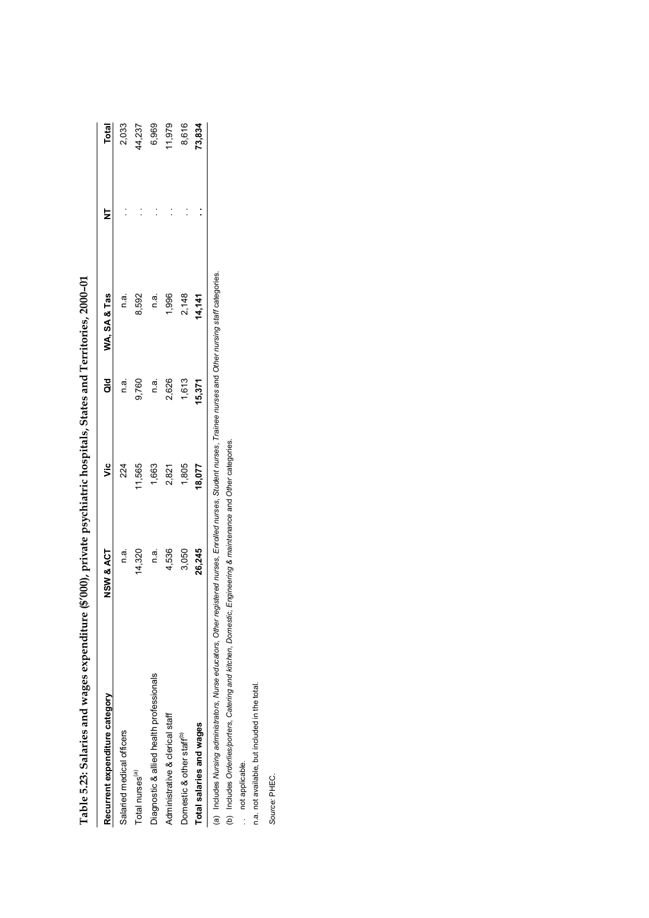**Table 5.23: Salaries and wages expenditure ($'000), private psychiatric hospitals, States and Territories, 2000–01**

| Recurrent expenditure category | NSW & ACT | Vic | Qld | WA, SA & Tas | NT | Total |
|---|---|---|---|---|---|---|
| Salaried medical officers | n.a. | 224 | n.a. | n.a. | . . | 2,033 |
| Total nurses[(a)] | 14,320 | 11,565 | 9,760 | 8,592 | . . | 44,237 |
| Diagnostic & allied health professionals | n.a. | 1,663 | n.a. | n.a. | . . | 6,969 |
| Administrative & clerical staff | 4,536 | 2,821 | 2,626 | 1,996 | . . | 11,979 |
| Domestic & other staff[(b)] | 3,050 | 1,805 | 1,613 | 2,148 | . . | 8,616 |
| **Total salaries and wages** | **26,245** | **18,077** | **15,371** | **14,141** | **. .** | **73,834** |

(a) Includes *Nursing administrators*, *Nurse educators*, *Other registered nurses*, *Enrolled nurses*, *Student nurses*, *Trainee nurses* and *Other nursing staff* categories.

(b) Includes *Orderlies/porters*, *Catering and kitchen*, *Domestic*, *Engineering & maintenance* and *Other* categories.

. . not applicable.

n.a. not available, but included in the total.

*Source:* PHEC.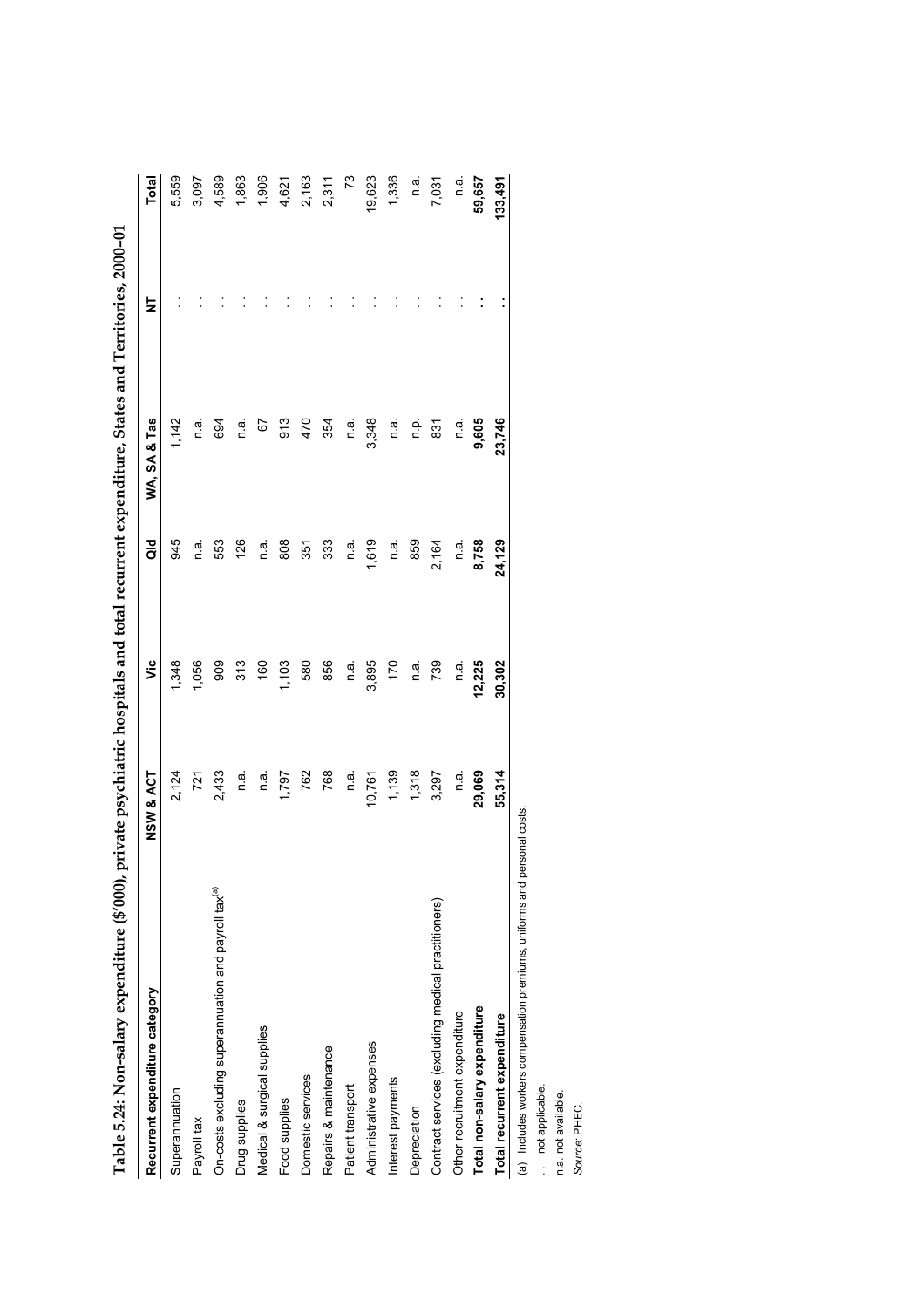**Table 5.24: Non-salary expenditure ($'000), private psychiatric hospitals and total recurrent expenditure, States and Territories, 2000–01**

| Recurrent expenditure category | NSW & ACT | Vic | Qld | WA, SA & Tas | NT | Total |
|---|---|---|---|---|---|---|
| Superannuation | 2,124 | 1,348 | 945 | 1,142 | . . | 5,559 |
| Payroll tax | 721 | 1,056 | n.a. | n.a. | . . | 3,097 |
| On-costs excluding superannuation and payroll tax[(a)] | 2,433 | 909 | 553 | 694 | . . | 4,589 |
| Drug supplies | n.a. | 313 | 126 | n.a. | . . | 1,863 |
| Medical & surgical supplies | n.a. | 160 | n.a. | 67 | . . | 1,906 |
| Food supplies | 1,797 | 1,103 | 808 | 913 | . . | 4,621 |
| Domestic services | 762 | 580 | 351 | 470 | . . | 2,163 |
| Repairs & maintenance | 768 | 856 | 333 | 354 | . . | 2,311 |
| Patient transport | n.a. | n.a. | n.a. | n.a. | . . | 73 |
| Administrative expenses | 10,761 | 3,895 | 1,619 | 3,348 | . . | 19,623 |
| Interest payments | 1,139 | 170 | n.a. | n.a. | . . | 1,336 |
| Depreciation | 1,318 | n.a. | 859 | n.p. | . . | n.a. |
| Contract services (excluding medical practitioners) | 3,297 | 739 | 2,164 | 831 | . . | 7,031 |
| Other recruitment expenditure | n.a. | n.a. | n.a. | n.a. | . . | n.a. |
| **Total non-salary expenditure** | **29,069** | **12,225** | **8,758** | **9,605** | **. .** | **59,657** |
| **Total recurrent expenditure** | **55,314** | **30,302** | **24,129** | **23,746** | **. .** | **133,491** |

(a) Includes workers compensation premiums, uniforms and personal costs.

. . not applicable.

n.a. not available.

*Source:* PHEC.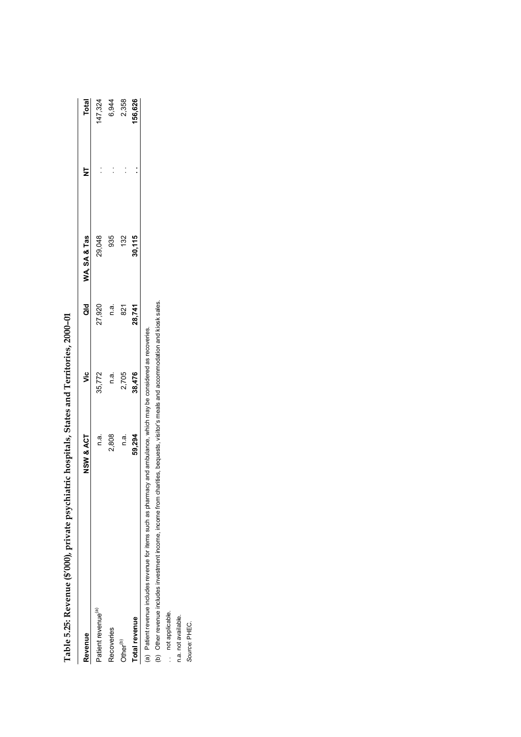**Table 5.25: Revenue ($'000), private psychiatric hospitals, States and Territories, 2000–01**

| Revenue | NSW & ACT | Vic | Qld | WA, SA & Tas | NT | Total |
|---|---|---|---|---|---|---|
| Patient revenue[(a)] | n.a. | 35,772 | 27,920 | 29,048 | . . | 147,324 |
| Recoveries | 2,808 | n.a. | n.a. | 935 | . . | 6,944 |
| Other[(b)] | n.a. | 2,705 | 821 | 132 | . . | 2,358 |
| **Total revenue** | **59,294** | **38,476** | **28,741** | **30,115** | **. .** | **156,626** |

(a) Patient revenue includes revenue for items such as pharmacy and ambulance, which may be considered as recoveries.

(b) Other revenue includes investment income, income from charities, bequests, visitor's meals and accommodation and kiosk sales.

. . not applicable.

n.a. not available.

*Source:* PHEC.